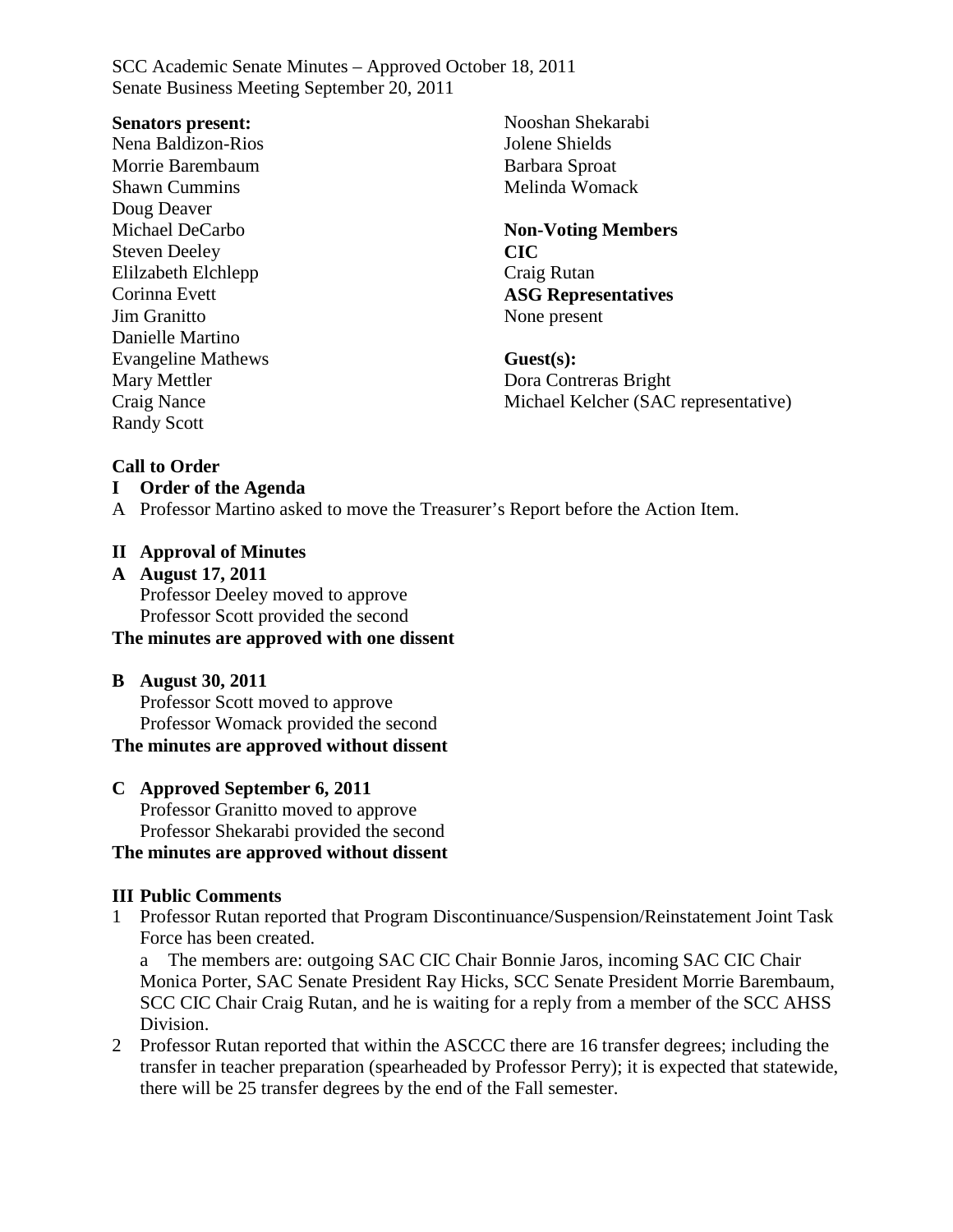SCC Academic Senate Minutes – Approved October 18, 2011
Senate Business Meeting September 20, 2011

**Senators present:**
Nena Baldizon-Rios
Morrie Barembaum
Shawn Cummins
Doug Deaver
Michael DeCarbo
Steven Deeley
Elilzabeth Elchlepp
Corinna Evett
Jim Granitto
Danielle Martino
Evangeline Mathews
Mary Mettler
Craig Nance
Randy Scott
Nooshan Shekarabi
Jolene Shields
Barbara Sproat
Melinda Womack

**Non-Voting Members**
**CIC**
Craig Rutan
**ASG Representatives**
None present

**Guest(s):**
Dora Contreras Bright
Michael Kelcher (SAC representative)

**Call to Order**

**I Order of the Agenda**

A Professor Martino asked to move the Treasurer's Report before the Action Item.

**II Approval of Minutes**

**A August 17, 2011**
Professor Deeley moved to approve
Professor Scott provided the second
**The minutes are approved with one dissent**

**B August 30, 2011**
Professor Scott moved to approve
Professor Womack provided the second
**The minutes are approved without dissent**

**C Approved September 6, 2011**
Professor Granitto moved to approve
Professor Shekarabi provided the second
**The minutes are approved without dissent**

**III Public Comments**

1 Professor Rutan reported that Program Discontinuance/Suspension/Reinstatement Joint Task Force has been created.
   a The members are: outgoing SAC CIC Chair Bonnie Jaros, incoming SAC CIC Chair Monica Porter, SAC Senate President Ray Hicks, SCC Senate President Morrie Barembaum, SCC CIC Chair Craig Rutan, and he is waiting for a reply from a member of the SCC AHSS Division.
2 Professor Rutan reported that within the ASCCC there are 16 transfer degrees; including the transfer in teacher preparation (spearheaded by Professor Perry); it is expected that statewide, there will be 25 transfer degrees by the end of the Fall semester.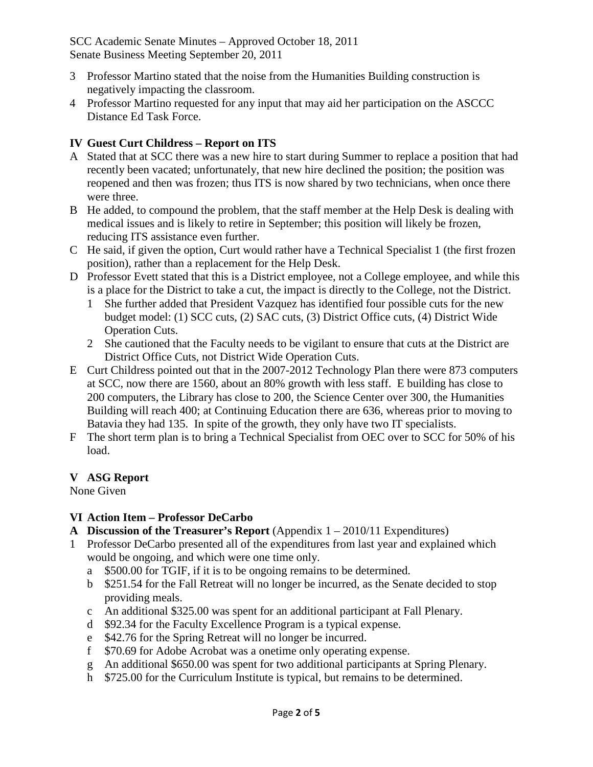3 Professor Martino stated that the noise from the Humanities Building construction is negatively impacting the classroom.

4 Professor Martino requested for any input that may aid her participation on the ASCCC Distance Ed Task Force.

## IV Guest Curt Childress – Report on ITS

A Stated that at SCC there was a new hire to start during Summer to replace a position that had recently been vacated; unfortunately, that new hire declined the position; the position was reopened and then was frozen; thus ITS is now shared by two technicians, when once there were three.

B He added, to compound the problem, that the staff member at the Help Desk is dealing with medical issues and is likely to retire in September; this position will likely be frozen, reducing ITS assistance even further.

C He said, if given the option, Curt would rather have a Technical Specialist 1 (the first frozen position), rather than a replacement for the Help Desk.

D Professor Evett stated that this is a District employee, not a College employee, and while this is a place for the District to take a cut, the impact is directly to the College, not the District.

1 She further added that President Vazquez has identified four possible cuts for the new budget model: (1) SCC cuts, (2) SAC cuts, (3) District Office cuts, (4) District Wide Operation Cuts.

2 She cautioned that the Faculty needs to be vigilant to ensure that cuts at the District are District Office Cuts, not District Wide Operation Cuts.

E Curt Childress pointed out that in the 2007-2012 Technology Plan there were 873 computers at SCC, now there are 1560, about an 80% growth with less staff. E building has close to 200 computers, the Library has close to 200, the Science Center over 300, the Humanities Building will reach 400; at Continuing Education there are 636, whereas prior to moving to Batavia they had 135. In spite of the growth, they only have two IT specialists.

F The short term plan is to bring a Technical Specialist from OEC over to SCC for 50% of his load.

## V ASG Report

None Given

## VI Action Item – Professor DeCarbo

**A Discussion of the Treasurer's Report** (Appendix 1 – 2010/11 Expenditures)

1 Professor DeCarbo presented all of the expenditures from last year and explained which would be ongoing, and which were one time only.

a $500.00 for TGIF, if it is to be ongoing remains to be determined.

b $251.54 for the Fall Retreat will no longer be incurred, as the Senate decided to stop providing meals.

c An additional $325.00 was spent for an additional participant at Fall Plenary.

d $92.34 for the Faculty Excellence Program is a typical expense.

e $42.76 for the Spring Retreat will no longer be incurred.

f $70.69 for Adobe Acrobat was a onetime only operating expense.

g An additional $650.00 was spent for two additional participants at Spring Plenary.

h $725.00 for the Curriculum Institute is typical, but remains to be determined.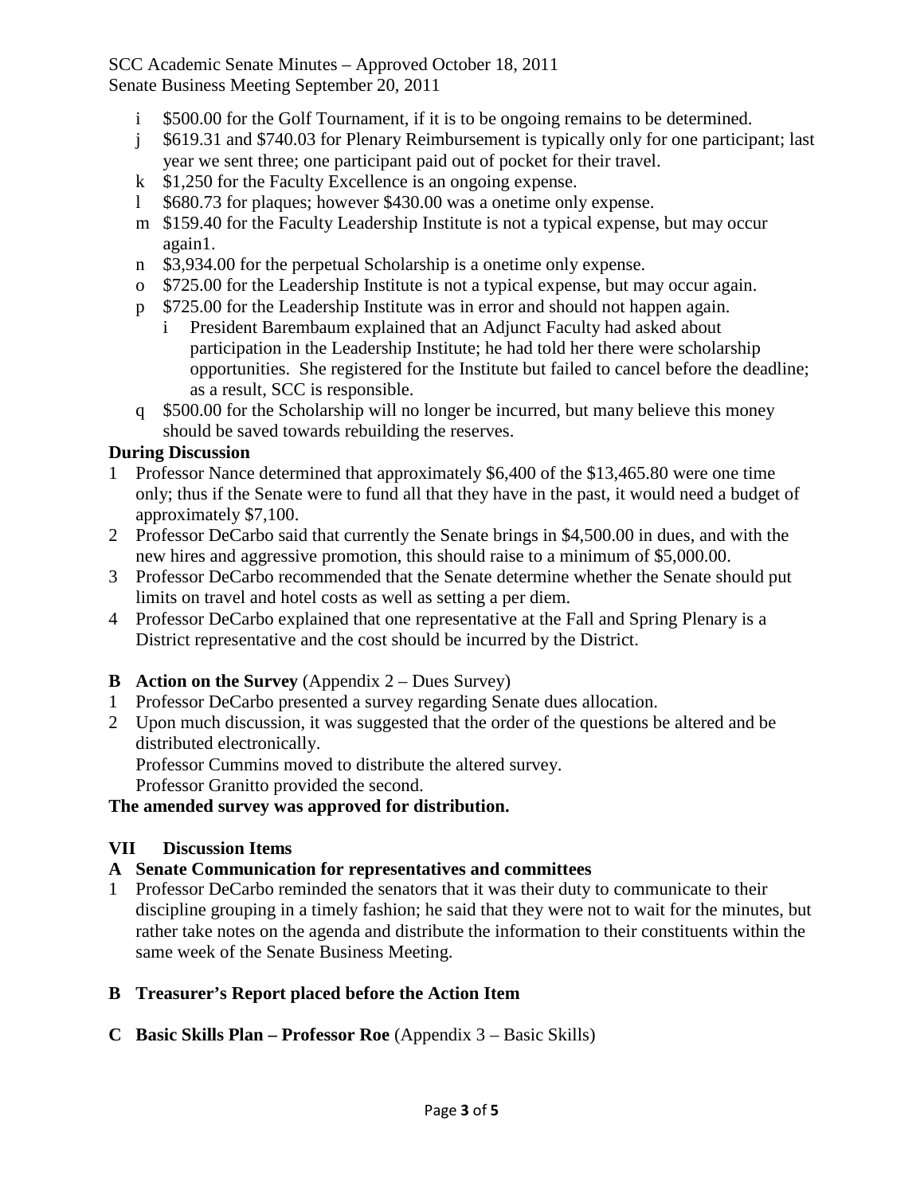i $500.00 for the Golf Tournament, if it is to be ongoing remains to be determined.
j $619.31 and $740.03 for Plenary Reimbursement is typically only for one participant; last year we sent three; one participant paid out of pocket for their travel.
k $1,250 for the Faculty Excellence is an ongoing expense.
l $680.73 for plaques; however $430.00 was a onetime only expense.
m $159.40 for the Faculty Leadership Institute is not a typical expense, but may occur again1.
n $3,934.00 for the perpetual Scholarship is a onetime only expense.
o $725.00 for the Leadership Institute is not a typical expense, but may occur again.
p $725.00 for the Leadership Institute was in error and should not happen again.
   i President Barembaum explained that an Adjunct Faculty had asked about participation in the Leadership Institute; he had told her there were scholarship opportunities. She registered for the Institute but failed to cancel before the deadline; as a result, SCC is responsible.
q $500.00 for the Scholarship will no longer be incurred, but many believe this money should be saved towards rebuilding the reserves.

**During Discussion**

1 Professor Nance determined that approximately $6,400 of the $13,465.80 were one time only; thus if the Senate were to fund all that they have in the past, it would need a budget of approximately $7,100.
2 Professor DeCarbo said that currently the Senate brings in $4,500.00 in dues, and with the new hires and aggressive promotion, this should raise to a minimum of $5,000.00.
3 Professor DeCarbo recommended that the Senate determine whether the Senate should put limits on travel and hotel costs as well as setting a per diem.
4 Professor DeCarbo explained that one representative at the Fall and Spring Plenary is a District representative and the cost should be incurred by the District.

**B Action on the Survey** (Appendix 2 – Dues Survey)

1 Professor DeCarbo presented a survey regarding Senate dues allocation.
2 Upon much discussion, it was suggested that the order of the questions be altered and be distributed electronically.
Professor Cummins moved to distribute the altered survey.
Professor Granitto provided the second.

**The amended survey was approved for distribution.**

## VII Discussion Items

**A Senate Communication for representatives and committees**

1 Professor DeCarbo reminded the senators that it was their duty to communicate to their discipline grouping in a timely fashion; he said that they were not to wait for the minutes, but rather take notes on the agenda and distribute the information to their constituents within the same week of the Senate Business Meeting.

**B Treasurer's Report placed before the Action Item**

**C Basic Skills Plan – Professor Roe** (Appendix 3 – Basic Skills)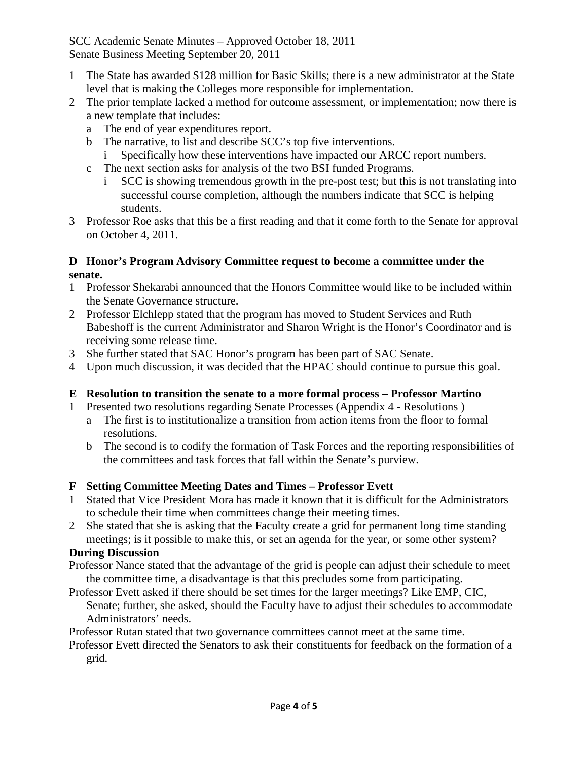1. The State has awarded $128 million for Basic Skills; there is a new administrator at the State level that is making the Colleges more responsible for implementation.
2. The prior template lacked a method for outcome assessment, or implementation; now there is a new template that includes:
   a. The end of year expenditures report.
   b. The narrative, to list and describe SCC's top five interventions.
      i. Specifically how these interventions have impacted our ARCC report numbers.
   c. The next section asks for analysis of the two BSI funded Programs.
      i. SCC is showing tremendous growth in the pre-post test; but this is not translating into successful course completion, although the numbers indicate that SCC is helping students.
3. Professor Roe asks that this be a first reading and that it come forth to the Senate for approval on October 4, 2011.

**D Honor's Program Advisory Committee request to become a committee under the senate.**

1. Professor Shekarabi announced that the Honors Committee would like to be included within the Senate Governance structure.
2. Professor Elchlepp stated that the program has moved to Student Services and Ruth Babeshoff is the current Administrator and Sharon Wright is the Honor's Coordinator and is receiving some release time.
3. She further stated that SAC Honor's program has been part of SAC Senate.
4. Upon much discussion, it was decided that the HPAC should continue to pursue this goal.

**E Resolution to transition the senate to a more formal process – Professor Martino**

1. Presented two resolutions regarding Senate Processes (Appendix 4 - Resolutions )
   a. The first is to institutionalize a transition from action items from the floor to formal resolutions.
   b. The second is to codify the formation of Task Forces and the reporting responsibilities of the committees and task forces that fall within the Senate's purview.

**F Setting Committee Meeting Dates and Times – Professor Evett**

1. Stated that Vice President Mora has made it known that it is difficult for the Administrators to schedule their time when committees change their meeting times.
2. She stated that she is asking that the Faculty create a grid for permanent long time standing meetings; is it possible to make this, or set an agenda for the year, or some other system?

**During Discussion**

Professor Nance stated that the advantage of the grid is people can adjust their schedule to meet the committee time, a disadvantage is that this precludes some from participating.

Professor Evett asked if there should be set times for the larger meetings? Like EMP, CIC, Senate; further, she asked, should the Faculty have to adjust their schedules to accommodate Administrators' needs.

Professor Rutan stated that two governance committees cannot meet at the same time.

Professor Evett directed the Senators to ask their constituents for feedback on the formation of a grid.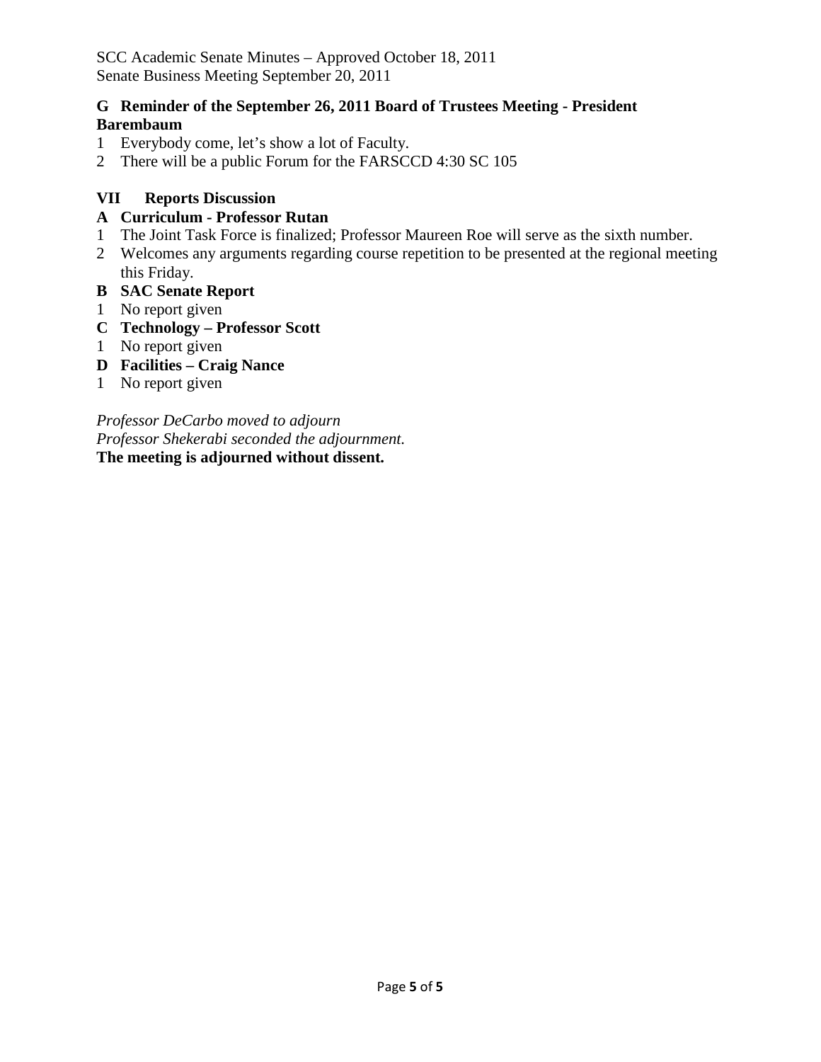**G Reminder of the September 26, 2011 Board of Trustees Meeting - President Barembaum**

1 Everybody come, let's show a lot of Faculty.
2 There will be a public Forum for the FARSCCD 4:30 SC 105

## VII Reports Discussion

**A Curriculum - Professor Rutan**

1 The Joint Task Force is finalized; Professor Maureen Roe will serve as the sixth number.
2 Welcomes any arguments regarding course repetition to be presented at the regional meeting this Friday.

**B SAC Senate Report**

1 No report given

**C Technology – Professor Scott**

1 No report given

**D Facilities – Craig Nance**

1 No report given

*Professor DeCarbo moved to adjourn*
*Professor Shekerabi seconded the adjournment.*
**The meeting is adjourned without dissent.**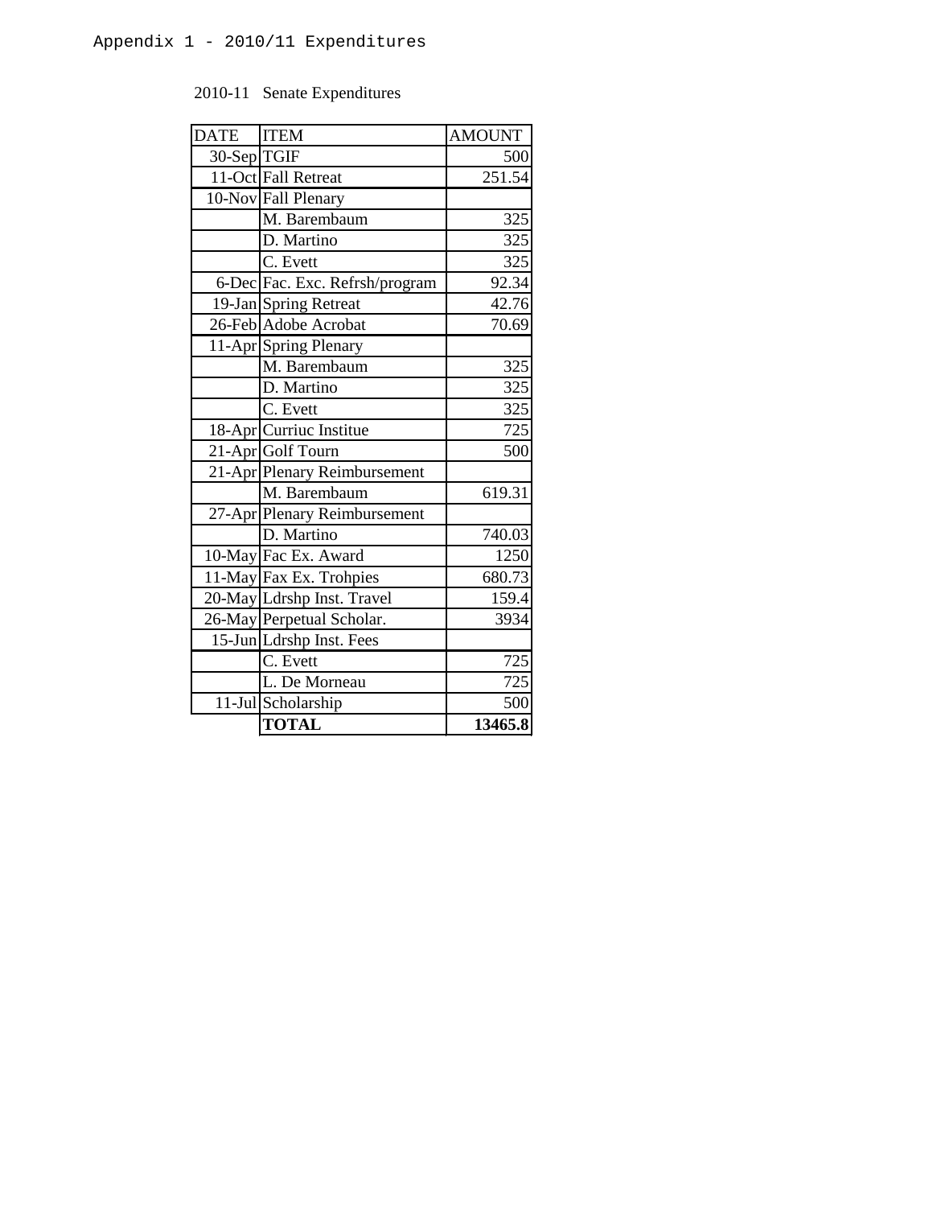Appendix 1 - 2010/11 Expenditures

2010-11 Senate Expenditures

| DATE | ITEM | AMOUNT |
|---|---|---|
| 30-Sep | TGIF | 500 |
| 11-Oct | Fall Retreat | 251.54 |
| 10-Nov | Fall Plenary | |
| | M. Barembaum | 325 |
| | D. Martino | 325 |
| | C. Evett | 325 |
| 6-Dec | Fac. Exc. Refrsh/program | 92.34 |
| 19-Jan | Spring Retreat | 42.76 |
| 26-Feb | Adobe Acrobat | 70.69 |
| 11-Apr | Spring Plenary | |
| | M. Barembaum | 325 |
| | D. Martino | 325 |
| | C. Evett | 325 |
| 18-Apr | Curriuc Institue | 725 |
| 21-Apr | Golf Tourn | 500 |
| 21-Apr | Plenary Reimbursement | |
| | M. Barembaum | 619.31 |
| 27-Apr | Plenary Reimbursement | |
| | D. Martino | 740.03 |
| 10-May | Fac Ex. Award | 1250 |
| 11-May | Fax Ex. Trohpies | 680.73 |
| 20-May | Ldrshp Inst. Travel | 159.4 |
| 26-May | Perpetual Scholar. | 3934 |
| 15-Jun | Ldrshp Inst. Fees | |
| | C. Evett | 725 |
| | L. De Morneau | 725 |
| 11-Jul | Scholarship | 500 |
| | **TOTAL** | **13465.8** |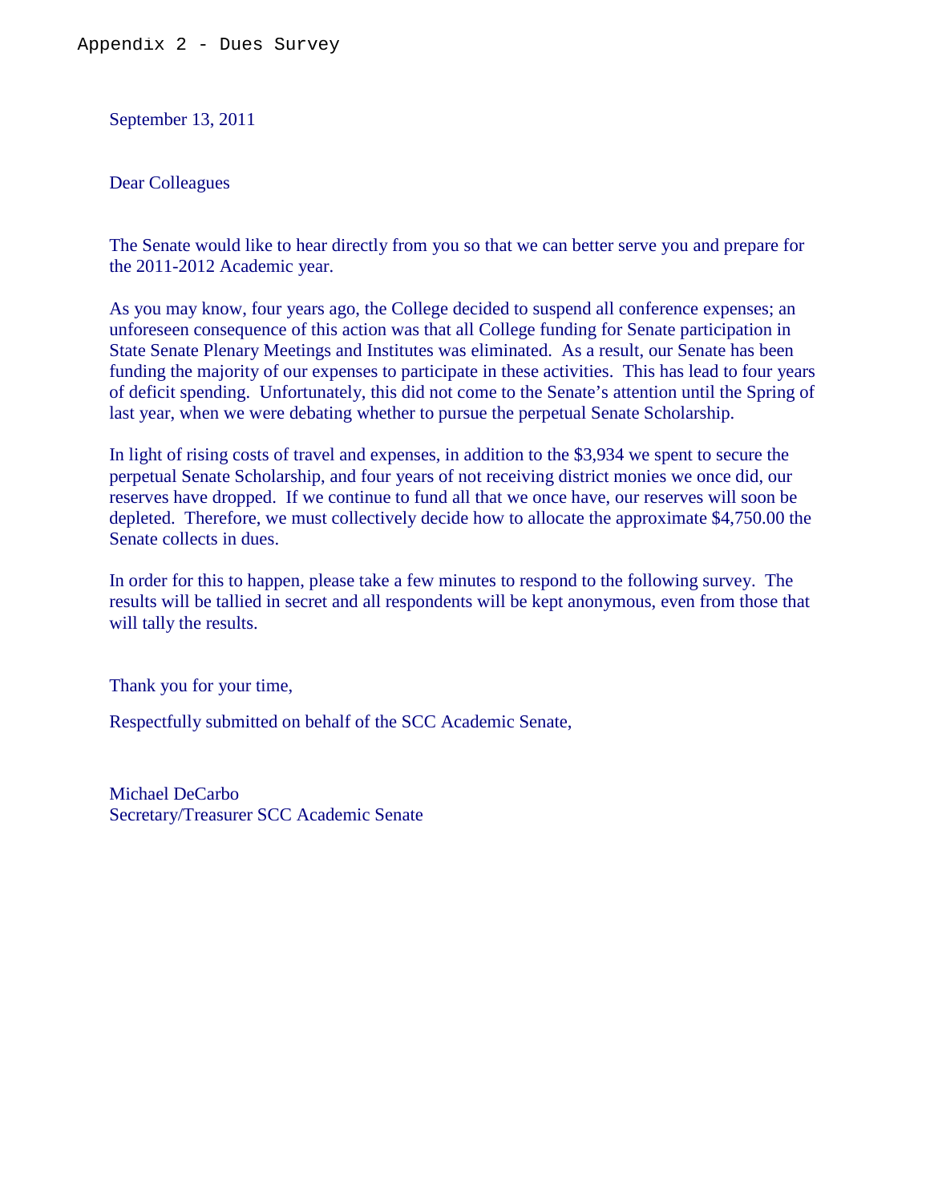Appendix 2 - Dues Survey

September 13, 2011

Dear Colleagues

The Senate would like to hear directly from you so that we can better serve you and prepare for the 2011-2012 Academic year.

As you may know, four years ago, the College decided to suspend all conference expenses; an unforeseen consequence of this action was that all College funding for Senate participation in State Senate Plenary Meetings and Institutes was eliminated. As a result, our Senate has been funding the majority of our expenses to participate in these activities. This has lead to four years of deficit spending. Unfortunately, this did not come to the Senate's attention until the Spring of last year, when we were debating whether to pursue the perpetual Senate Scholarship.

In light of rising costs of travel and expenses, in addition to the $3,934 we spent to secure the perpetual Senate Scholarship, and four years of not receiving district monies we once did, our reserves have dropped. If we continue to fund all that we once have, our reserves will soon be depleted. Therefore, we must collectively decide how to allocate the approximate $4,750.00 the Senate collects in dues.

In order for this to happen, please take a few minutes to respond to the following survey. The results will be tallied in secret and all respondents will be kept anonymous, even from those that will tally the results.

Thank you for your time,

Respectfully submitted on behalf of the SCC Academic Senate,

Michael DeCarbo
Secretary/Treasurer SCC Academic Senate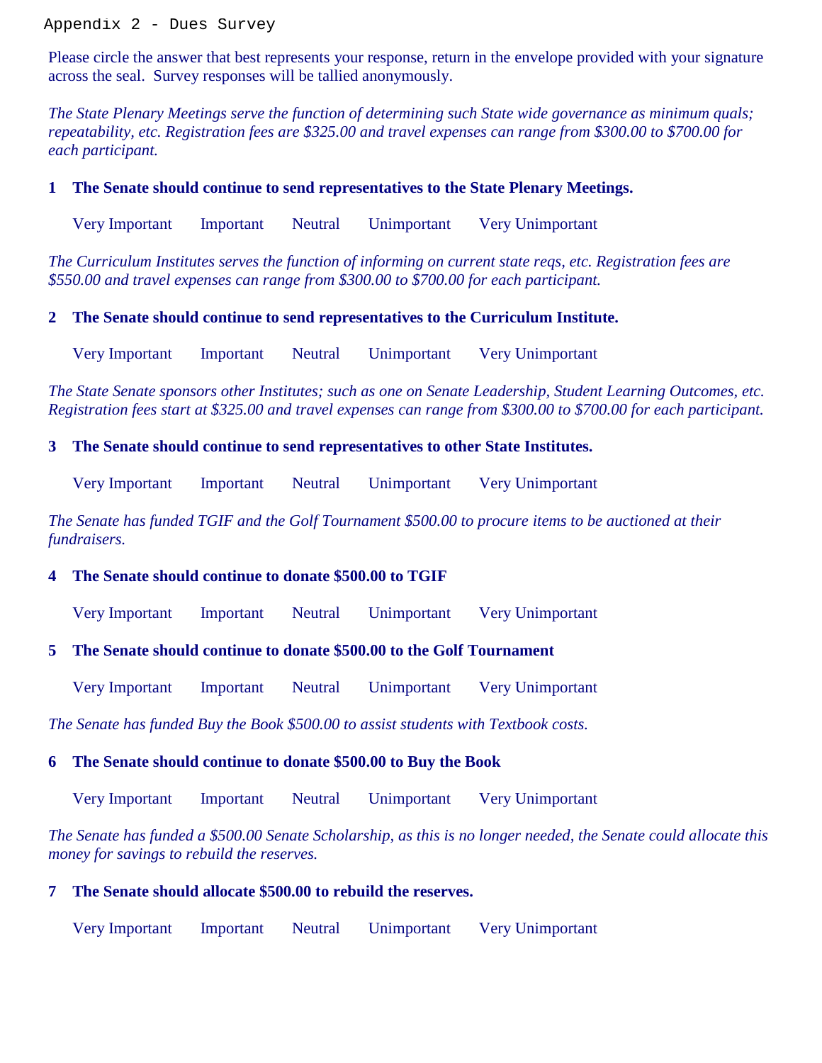# Appendix 2 - Dues Survey

Please circle the answer that best represents your response, return in the envelope provided with your signature across the seal. Survey responses will be tallied anonymously.

*The State Plenary Meetings serve the function of determining such State wide governance as minimum quals; repeatability, etc. Registration fees are $325.00 and travel expenses can range from $300.00 to $700.00 for each participant.*

**1 The Senate should continue to send representatives to the State Plenary Meetings.**

Very Important    Important    Neutral    Unimportant    Very Unimportant

*The Curriculum Institutes serves the function of informing on current state reqs, etc. Registration fees are $550.00 and travel expenses can range from $300.00 to $700.00 for each participant.*

**2 The Senate should continue to send representatives to the Curriculum Institute.**

Very Important    Important    Neutral    Unimportant    Very Unimportant

*The State Senate sponsors other Institutes; such as one on Senate Leadership, Student Learning Outcomes, etc. Registration fees start at $325.00 and travel expenses can range from $300.00 to $700.00 for each participant.*

**3 The Senate should continue to send representatives to other State Institutes.**

Very Important    Important    Neutral    Unimportant    Very Unimportant

*The Senate has funded TGIF and the Golf Tournament $500.00 to procure items to be auctioned at their fundraisers.*

**4 The Senate should continue to donate $500.00 to TGIF**

Very Important    Important    Neutral    Unimportant    Very Unimportant

**5 The Senate should continue to donate $500.00 to the Golf Tournament**

Very Important    Important    Neutral    Unimportant    Very Unimportant

*The Senate has funded Buy the Book $500.00 to assist students with Textbook costs.*

**6 The Senate should continue to donate $500.00 to Buy the Book**

Very Important    Important    Neutral    Unimportant    Very Unimportant

*The Senate has funded a $500.00 Senate Scholarship, as this is no longer needed, the Senate could allocate this money for savings to rebuild the reserves.*

**7 The Senate should allocate $500.00 to rebuild the reserves.**

Very Important    Important    Neutral    Unimportant    Very Unimportant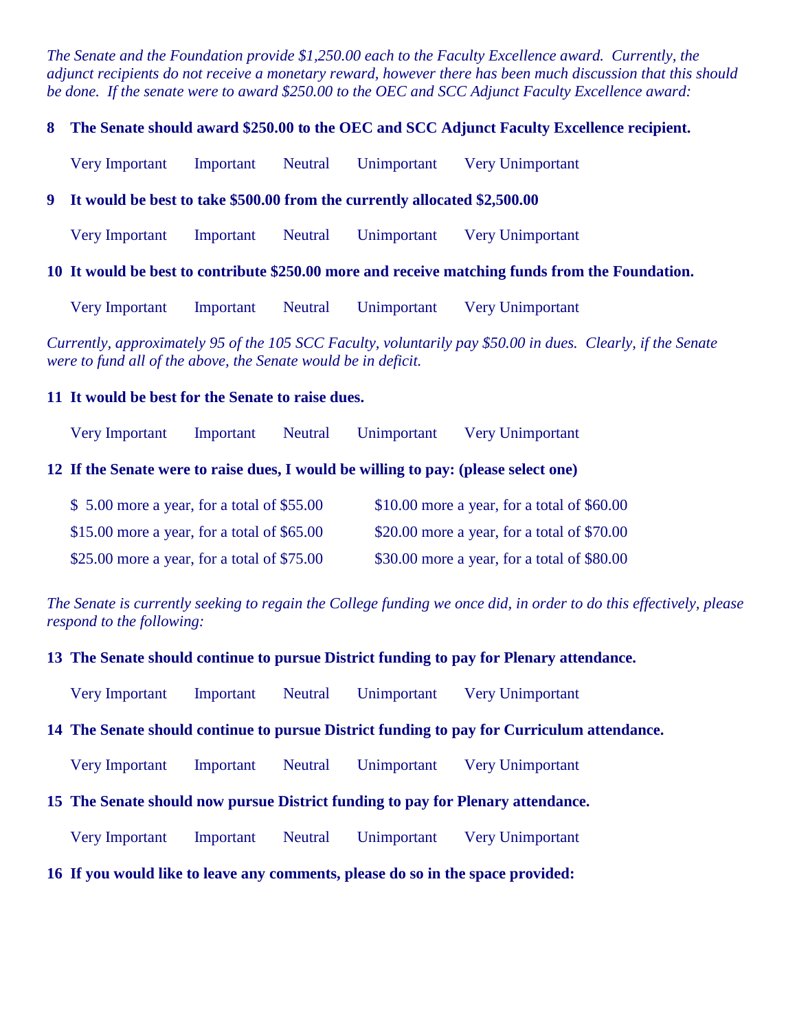*The Senate and the Foundation provide $1,250.00 each to the Faculty Excellence award. Currently, the adjunct recipients do not receive a monetary reward, however there has been much discussion that this should be done. If the senate were to award $250.00 to the OEC and SCC Adjunct Faculty Excellence award:*

**8 The Senate should award $250.00 to the OEC and SCC Adjunct Faculty Excellence recipient.**

Very Important Important Neutral Unimportant Very Unimportant

**9 It would be best to take $500.00 from the currently allocated $2,500.00**

Very Important Important Neutral Unimportant Very Unimportant

**10 It would be best to contribute $250.00 more and receive matching funds from the Foundation.**

Very Important Important Neutral Unimportant Very Unimportant

*Currently, approximately 95 of the 105 SCC Faculty, voluntarily pay $50.00 in dues. Clearly, if the Senate were to fund all of the above, the Senate would be in deficit.*

**11 It would be best for the Senate to raise dues.**

Very Important Important Neutral Unimportant Very Unimportant

**12 If the Senate were to raise dues, I would be willing to pay: (please select one)**

$ 5.00 more a year, for a total of $55.00 $10.00 more a year, for a total of $60.00

$15.00 more a year, for a total of $65.00 $20.00 more a year, for a total of $70.00

$25.00 more a year, for a total of $75.00 $30.00 more a year, for a total of $80.00

*The Senate is currently seeking to regain the College funding we once did, in order to do this effectively, please respond to the following:*

**13 The Senate should continue to pursue District funding to pay for Plenary attendance.**

Very Important Important Neutral Unimportant Very Unimportant

**14 The Senate should continue to pursue District funding to pay for Curriculum attendance.**

Very Important Important Neutral Unimportant Very Unimportant

**15 The Senate should now pursue District funding to pay for Plenary attendance.**

Very Important Important Neutral Unimportant Very Unimportant

**16 If you would like to leave any comments, please do so in the space provided:**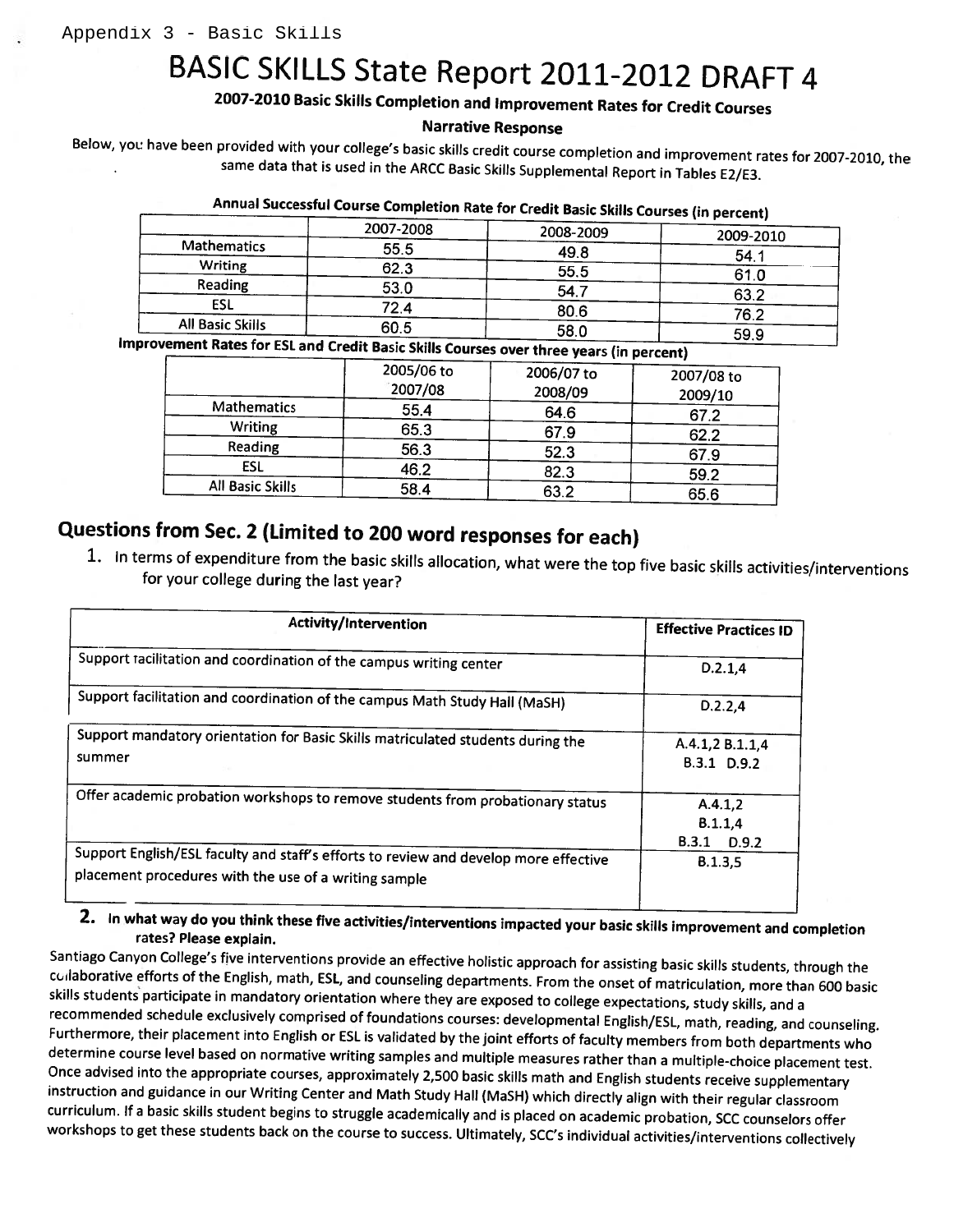Appendix 3 - Basic Skills

# BASIC SKILLS State Report 2011-2012 DRAFT 4

**2007-2010 Basic Skills Completion and Improvement Rates for Credit Courses**

**Narrative Response**

Below, you have been provided with your college's basic skills credit course completion and improvement rates for 2007-2010, the same data that is used in the ARCC Basic Skills Supplemental Report in Tables E2/E3.

**Annual Successful Course Completion Rate for Credit Basic Skills Courses (in percent)**

| | 2007-2008 | 2008-2009 | 2009-2010 |
|---|---|---|---|
| Mathematics | 55.5 | 49.8 | 54.1 |
| Writing | 62.3 | 55.5 | 61.0 |
| Reading | 53.0 | 54.7 | 63.2 |
| ESL | 72.4 | 80.6 | 76.2 |
| All Basic Skills | 60.5 | 58.0 | 59.9 |

**Improvement Rates for ESL and Credit Basic Skills Courses over three years (in percent)**

| | 2005/06 to 2007/08 | 2006/07 to 2008/09 | 2007/08 to 2009/10 |
|---|---|---|---|
| Mathematics | 55.4 | 64.6 | 67.2 |
| Writing | 65.3 | 67.9 | 62.2 |
| Reading | 56.3 | 52.3 | 67.9 |
| ESL | 46.2 | 82.3 | 59.2 |
| All Basic Skills | 58.4 | 63.2 | 65.6 |

## Questions from Sec. 2 (Limited to 200 word responses for each)

1. In terms of expenditure from the basic skills allocation, what were the top five basic skills activities/interventions for your college during the last year?

| Activity/Intervention | Effective Practices ID |
|---|---|
| Support facilitation and coordination of the campus writing center | D.2.1,4 |
| Support facilitation and coordination of the campus Math Study Hall (MaSH) | D.2.2,4 |
| Support mandatory orientation for Basic Skills matriculated students during the summer | A.4.1,2 B.1.1,4 B.3.1 D.9.2 |
| Offer academic probation workshops to remove students from probationary status | A.4.1,2 B.1.1,4 B.3.1 D.9.2 |
| Support English/ESL faculty and staff's efforts to review and develop more effective placement procedures with the use of a writing sample | B.1.3,5 |

**2. In what way do you think these five activities/interventions impacted your basic skills improvement and completion rates? Please explain.**

Santiago Canyon College's five interventions provide an effective holistic approach for assisting basic skills students, through the collaborative efforts of the English, math, ESL, and counseling departments. From the onset of matriculation, more than 600 basic skills students participate in mandatory orientation where they are exposed to college expectations, study skills, and a recommended schedule exclusively comprised of foundations courses: developmental English/ESL, math, reading, and counseling. Furthermore, their placement into English or ESL is validated by the joint efforts of faculty members from both departments who determine course level based on normative writing samples and multiple measures rather than a multiple-choice placement test. Once advised into the appropriate courses, approximately 2,500 basic skills math and English students receive supplementary instruction and guidance in our Writing Center and Math Study Hall (MaSH) which directly align with their regular classroom curriculum. If a basic skills student begins to struggle academically and is placed on academic probation, SCC counselors offer workshops to get these students back on the course to success. Ultimately, SCC's individual activities/interventions collectively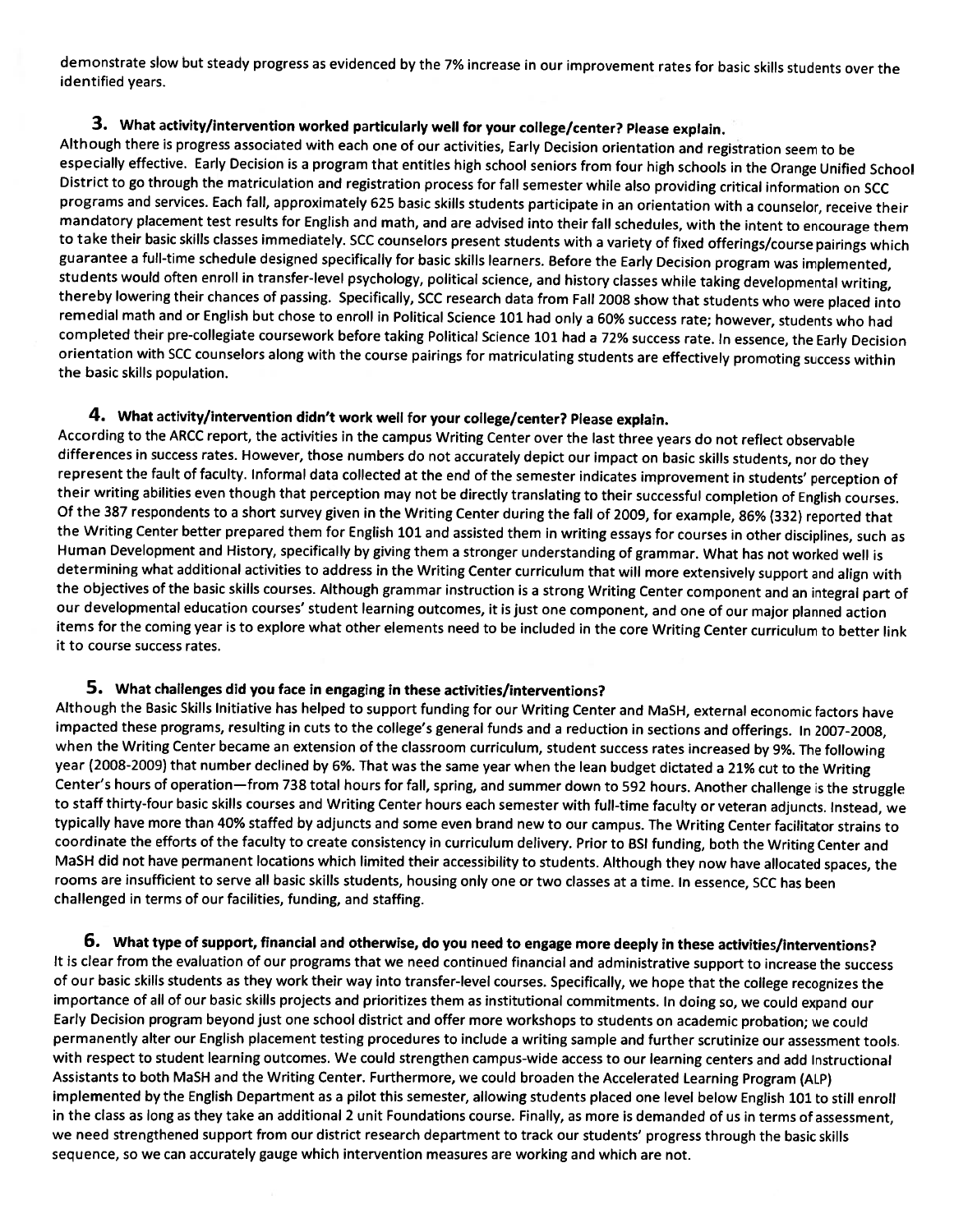demonstrate slow but steady progress as evidenced by the 7% increase in our improvement rates for basic skills students over the identified years.

### 3. What activity/intervention worked particularly well for your college/center? Please explain.

Although there is progress associated with each one of our activities, Early Decision orientation and registration seem to be especially effective. Early Decision is a program that entitles high school seniors from four high schools in the Orange Unified School District to go through the matriculation and registration process for fall semester while also providing critical information on SCC programs and services. Each fall, approximately 625 basic skills students participate in an orientation with a counselor, receive their mandatory placement test results for English and math, and are advised into their fall schedules, with the intent to encourage them to take their basic skills classes immediately. SCC counselors present students with a variety of fixed offerings/course pairings which guarantee a full-time schedule designed specifically for basic skills learners. Before the Early Decision program was implemented, students would often enroll in transfer-level psychology, political science, and history classes while taking developmental writing, thereby lowering their chances of passing. Specifically, SCC research data from Fall 2008 show that students who were placed into remedial math and or English but chose to enroll in Political Science 101 had only a 60% success rate; however, students who had completed their pre-collegiate coursework before taking Political Science 101 had a 72% success rate. In essence, the Early Decision orientation with SCC counselors along with the course pairings for matriculating students are effectively promoting success within the basic skills population.

### 4. What activity/intervention didn't work well for your college/center? Please explain.

According to the ARCC report, the activities in the campus Writing Center over the last three years do not reflect observable differences in success rates. However, those numbers do not accurately depict our impact on basic skills students, nor do they represent the fault of faculty. Informal data collected at the end of the semester indicates improvement in students' perception of their writing abilities even though that perception may not be directly translating to their successful completion of English courses. Of the 387 respondents to a short survey given in the Writing Center during the fall of 2009, for example, 86% (332) reported that the Writing Center better prepared them for English 101 and assisted them in writing essays for courses in other disciplines, such as Human Development and History, specifically by giving them a stronger understanding of grammar. What has not worked well is determining what additional activities to address in the Writing Center curriculum that will more extensively support and align with the objectives of the basic skills courses. Although grammar instruction is a strong Writing Center component and an integral part of our developmental education courses' student learning outcomes, it is just one component, and one of our major planned action items for the coming year is to explore what other elements need to be included in the core Writing Center curriculum to better link it to course success rates.

### 5. What challenges did you face in engaging in these activities/interventions?

Although the Basic Skills Initiative has helped to support funding for our Writing Center and MaSH, external economic factors have impacted these programs, resulting in cuts to the college's general funds and a reduction in sections and offerings. In 2007-2008, when the Writing Center became an extension of the classroom curriculum, student success rates increased by 9%. The following year (2008-2009) that number declined by 6%. That was the same year when the lean budget dictated a 21% cut to the Writing Center's hours of operation—from 738 total hours for fall, spring, and summer down to 592 hours. Another challenge is the struggle to staff thirty-four basic skills courses and Writing Center hours each semester with full-time faculty or veteran adjuncts. Instead, we typically have more than 40% staffed by adjuncts and some even brand new to our campus. The Writing Center facilitator strains to coordinate the efforts of the faculty to create consistency in curriculum delivery. Prior to BSI funding, both the Writing Center and MaSH did not have permanent locations which limited their accessibility to students. Although they now have allocated spaces, the rooms are insufficient to serve all basic skills students, housing only one or two classes at a time. In essence, SCC has been challenged in terms of our facilities, funding, and staffing.

### 6. What type of support, financial and otherwise, do you need to engage more deeply in these activities/interventions?

It is clear from the evaluation of our programs that we need continued financial and administrative support to increase the success of our basic skills students as they work their way into transfer-level courses. Specifically, we hope that the college recognizes the importance of all of our basic skills projects and prioritizes them as institutional commitments. In doing so, we could expand our Early Decision program beyond just one school district and offer more workshops to students on academic probation; we could permanently alter our English placement testing procedures to include a writing sample and further scrutinize our assessment tools. with respect to student learning outcomes. We could strengthen campus-wide access to our learning centers and add Instructional Assistants to both MaSH and the Writing Center. Furthermore, we could broaden the Accelerated Learning Program (ALP) implemented by the English Department as a pilot this semester, allowing students placed one level below English 101 to still enroll in the class as long as they take an additional 2 unit Foundations course. Finally, as more is demanded of us in terms of assessment, we need strengthened support from our district research department to track our students' progress through the basic skills sequence, so we can accurately gauge which intervention measures are working and which are not.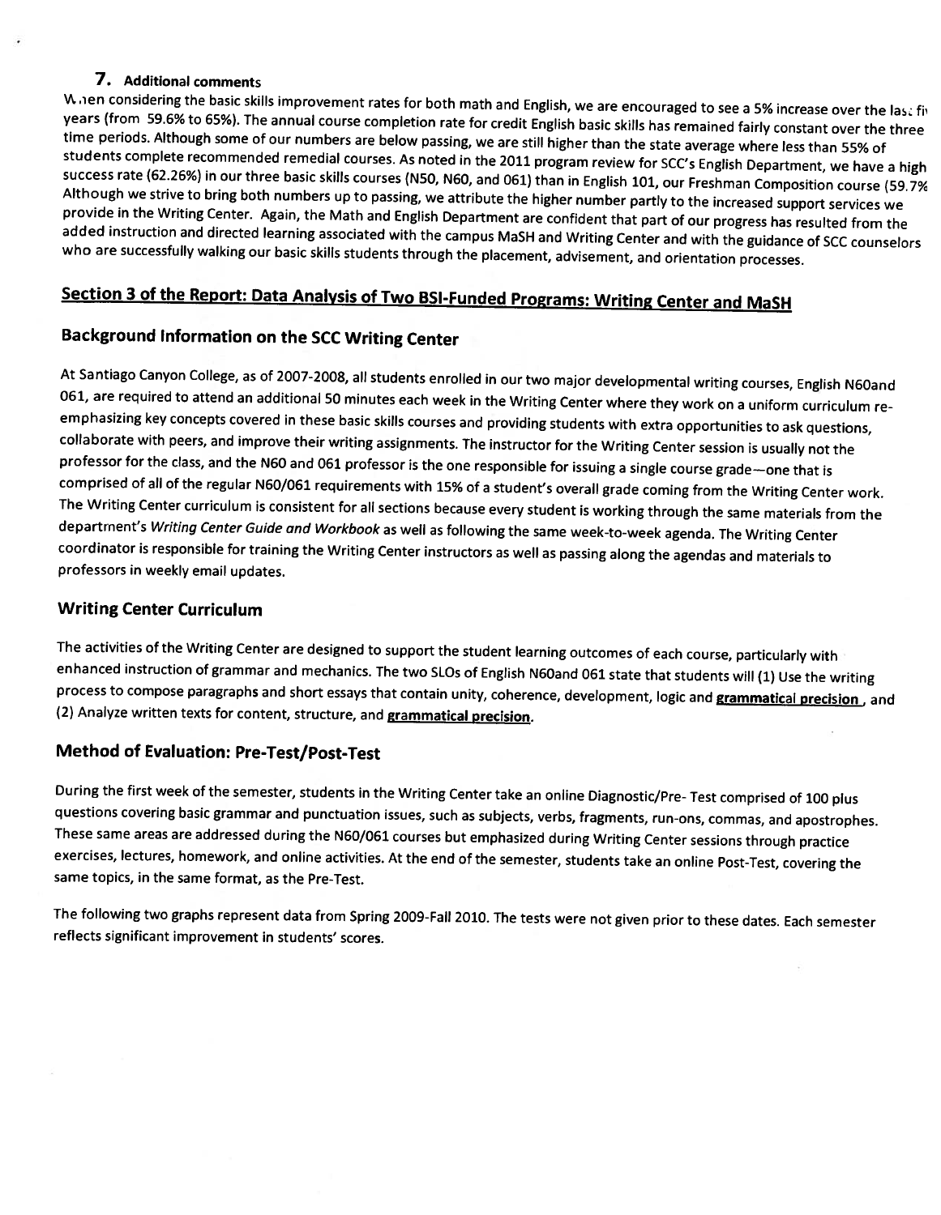## 7. Additional comments

When considering the basic skills improvement rates for both math and English, we are encouraged to see a 5% increase over the last five years (from 59.6% to 65%). The annual course completion rate for credit English basic skills has remained fairly constant over the three time periods. Although some of our numbers are below passing, we are still higher than the state average where less than 55% of students complete recommended remedial courses. As noted in the 2011 program review for SCC's English Department, we have a high success rate (62.26%) in our three basic skills courses (N50, N60, and 061) than in English 101, our Freshman Composition course (59.7% Although we strive to bring both numbers up to passing, we attribute the higher number partly to the increased support services we provide in the Writing Center. Again, the Math and English Department are confident that part of our progress has resulted from the added instruction and directed learning associated with the campus MaSH and Writing Center and with the guidance of SCC counselors who are successfully walking our basic skills students through the placement, advisement, and orientation processes.

## Section 3 of the Report: Data Analysis of Two BSI-Funded Programs: Writing Center and MaSH

### Background Information on the SCC Writing Center

At Santiago Canyon College, as of 2007-2008, all students enrolled in our two major developmental writing courses, English N60and 061, are required to attend an additional 50 minutes each week in the Writing Center where they work on a uniform curriculum re-emphasizing key concepts covered in these basic skills courses and providing students with extra opportunities to ask questions, collaborate with peers, and improve their writing assignments. The instructor for the Writing Center session is usually not the professor for the class, and the N60 and 061 professor is the one responsible for issuing a single course grade—one that is comprised of all of the regular N60/061 requirements with 15% of a student's overall grade coming from the Writing Center work. The Writing Center curriculum is consistent for all sections because every student is working through the same materials from the department's *Writing Center Guide and Workbook* as well as following the same week-to-week agenda. The Writing Center coordinator is responsible for training the Writing Center instructors as well as passing along the agendas and materials to professors in weekly email updates.

### Writing Center Curriculum

The activities of the Writing Center are designed to support the student learning outcomes of each course, particularly with enhanced instruction of grammar and mechanics. The two SLOs of English N60and 061 state that students will (1) Use the writing process to compose paragraphs and short essays that contain unity, coherence, development, logic and **grammatical precision** , and (2) Analyze written texts for content, structure, and **grammatical precision**.

### Method of Evaluation: Pre-Test/Post-Test

During the first week of the semester, students in the Writing Center take an online Diagnostic/Pre- Test comprised of 100 plus questions covering basic grammar and punctuation issues, such as subjects, verbs, fragments, run-ons, commas, and apostrophes. These same areas are addressed during the N60/061 courses but emphasized during Writing Center sessions through practice exercises, lectures, homework, and online activities. At the end of the semester, students take an online Post-Test, covering the same topics, in the same format, as the Pre-Test.

The following two graphs represent data from Spring 2009-Fall 2010. The tests were not given prior to these dates. Each semester reflects significant improvement in students' scores.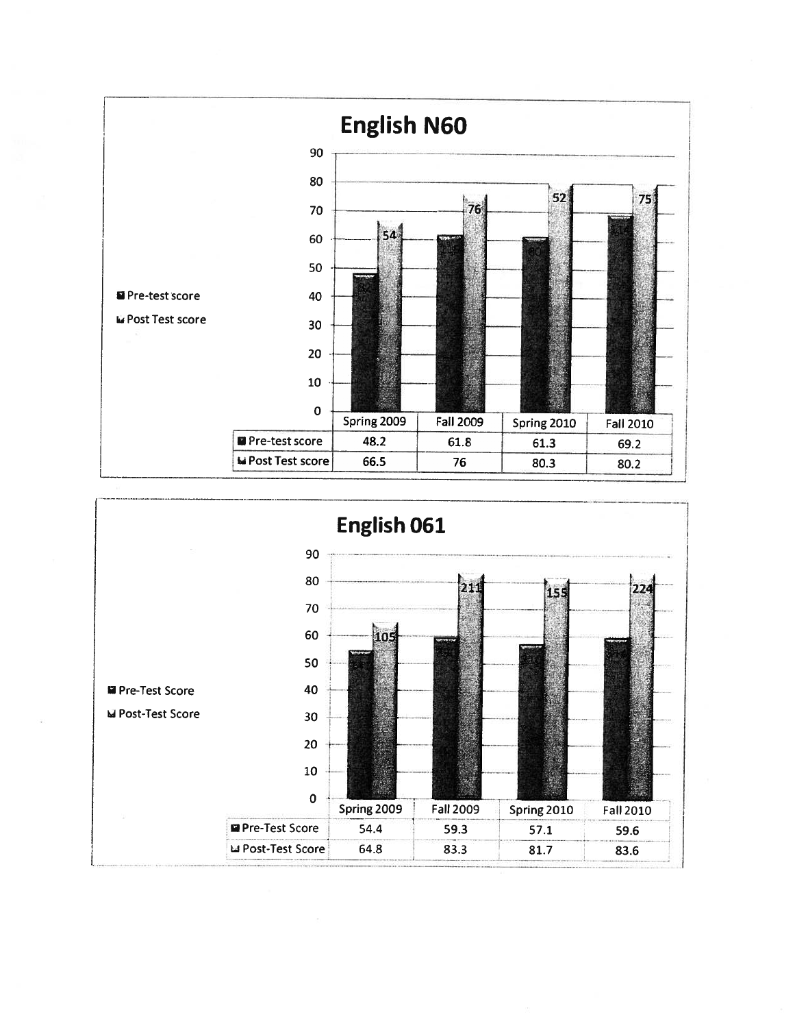## English N60

| | Spring 2009 | Fall 2009 | Spring 2010 | Fall 2010 |
|---|---|---|---|---|
| Pre-test score | 48.2 | 61.8 | 61.3 | 69.2 |
| Post Test score | 66.5 | 76 | 80.3 | 80.2 |

## English 061

| | Spring 2009 | Fall 2009 | Spring 2010 | Fall 2010 |
|---|---|---|---|---|
| Pre-Test Score | 54.4 | 59.3 | 57.1 | 59.6 |
| Post-Test Score | 64.8 | 83.3 | 81.7 | 83.6 |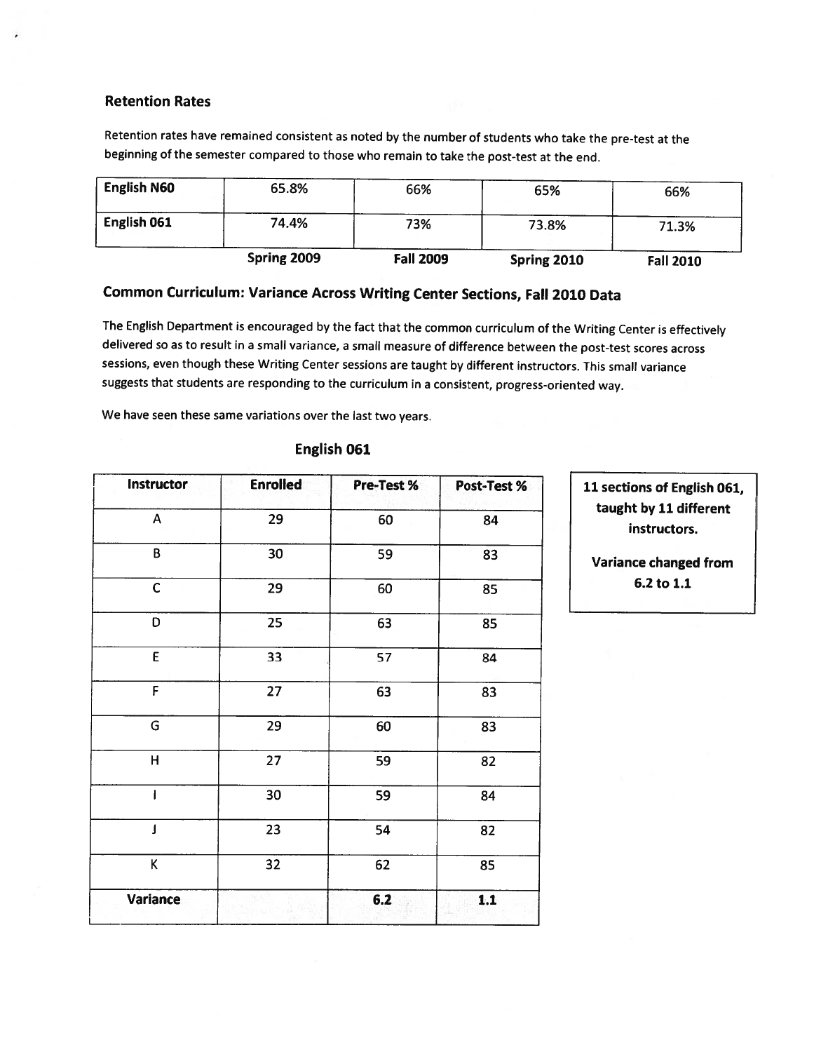### Retention Rates

Retention rates have remained consistent as noted by the number of students who take the pre-test at the beginning of the semester compared to those who remain to take the post-test at the end.

| | Spring 2009 | Fall 2009 | Spring 2010 | Fall 2010 |
|---|---|---|---|---|
| **English N60** | 65.8% | 66% | 65% | 66% |
| **English 061** | 74.4% | 73% | 73.8% | 71.3% |

## Common Curriculum: Variance Across Writing Center Sections, Fall 2010 Data

The English Department is encouraged by the fact that the common curriculum of the Writing Center is effectively delivered so as to result in a small variance, a small measure of difference between the post-test scores across sessions, even though these Writing Center sessions are taught by different instructors. This small variance suggests that students are responding to the curriculum in a consistent, progress-oriented way.

We have seen these same variations over the last two years.

### English 061

| Instructor | Enrolled | Pre-Test % | Post-Test % |
|---|---|---|---|
| A | 29 | 60 | 84 |
| B | 30 | 59 | 83 |
| C | 29 | 60 | 85 |
| D | 25 | 63 | 85 |
| E | 33 | 57 | 84 |
| F | 27 | 63 | 83 |
| G | 29 | 60 | 83 |
| H | 27 | 59 | 82 |
| I | 30 | 59 | 84 |
| J | 23 | 54 | 82 |
| K | 32 | 62 | 85 |
| **Variance** | | **6.2** | **1.1** |

**11 sections of English 061, taught by 11 different instructors.**

**Variance changed from 6.2 to 1.1**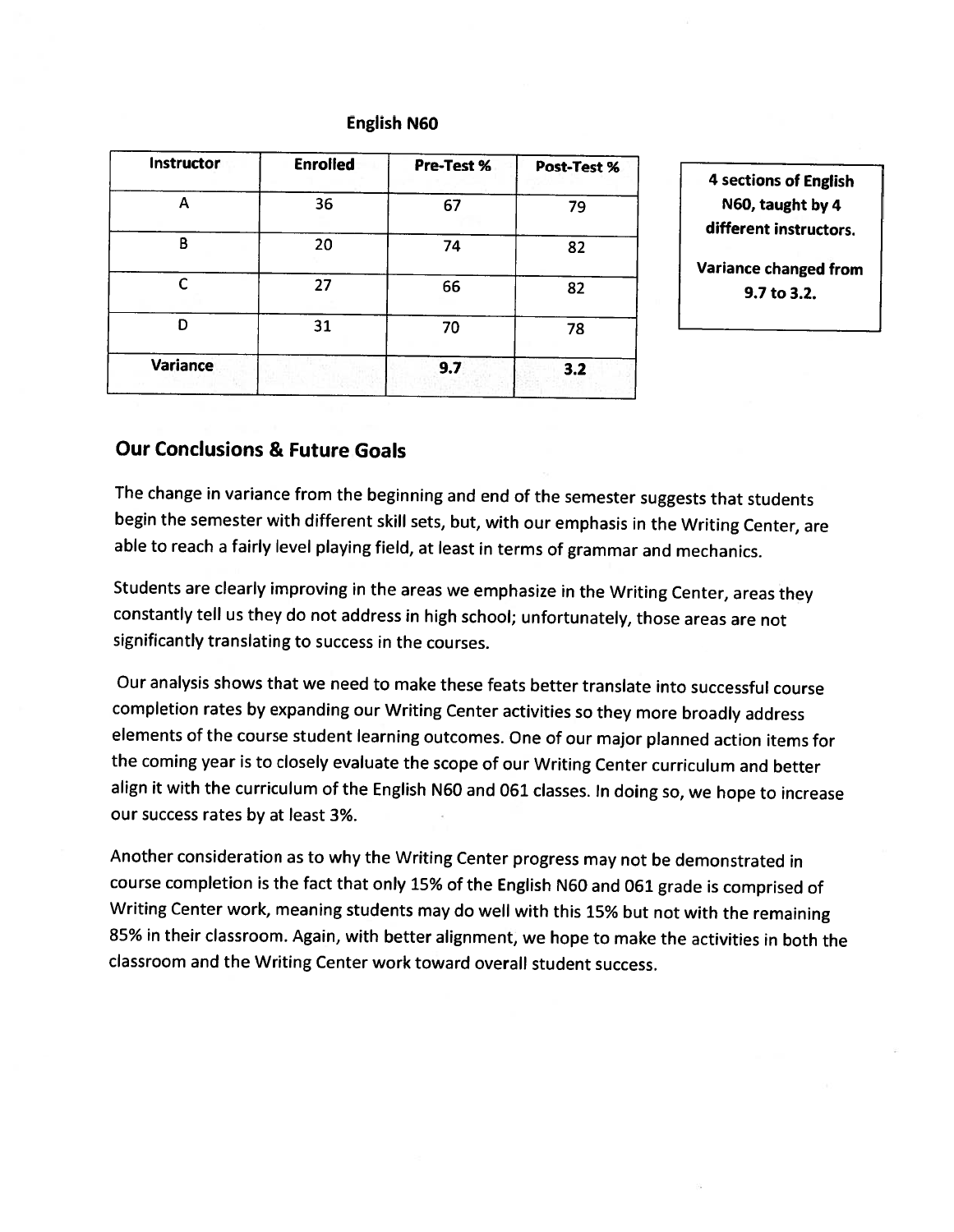**English N60**

| Instructor | Enrolled | Pre-Test % | Post-Test % |
|---|---|---|---|
| A | 36 | 67 | 79 |
| B | 20 | 74 | 82 |
| C | 27 | 66 | 82 |
| D | 31 | 70 | 78 |
| **Variance** | | **9.7** | **3.2** |

**4 sections of English N60, taught by 4 different instructors.**

**Variance changed from 9.7 to 3.2.**

## Our Conclusions & Future Goals

The change in variance from the beginning and end of the semester suggests that students begin the semester with different skill sets, but, with our emphasis in the Writing Center, are able to reach a fairly level playing field, at least in terms of grammar and mechanics.

Students are clearly improving in the areas we emphasize in the Writing Center, areas they constantly tell us they do not address in high school; unfortunately, those areas are not significantly translating to success in the courses.

Our analysis shows that we need to make these feats better translate into successful course completion rates by expanding our Writing Center activities so they more broadly address elements of the course student learning outcomes. One of our major planned action items for the coming year is to closely evaluate the scope of our Writing Center curriculum and better align it with the curriculum of the English N60 and 061 classes. In doing so, we hope to increase our success rates by at least 3%.

Another consideration as to why the Writing Center progress may not be demonstrated in course completion is the fact that only 15% of the English N60 and 061 grade is comprised of Writing Center work, meaning students may do well with this 15% but not with the remaining 85% in their classroom. Again, with better alignment, we hope to make the activities in both the classroom and the Writing Center work toward overall student success.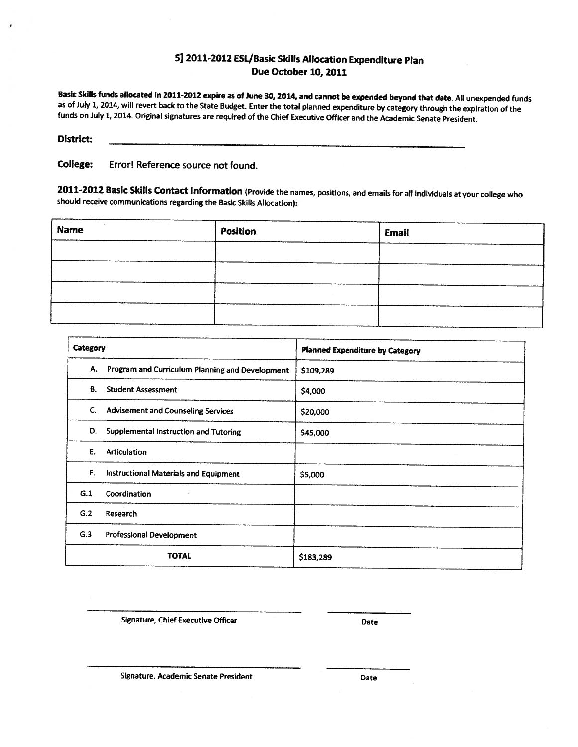## 5] 2011-2012 ESL/Basic Skills Allocation Expenditure Plan
## Due October 10, 2011

**Basic Skills funds allocated in 2011-2012 expire as of June 30, 2014, and cannot be expended beyond that date.** All unexpended funds as of July 1, 2014, will revert back to the State Budget. Enter the total planned expenditure by category through the expiration of the funds on July 1, 2014. Original signatures are required of the Chief Executive Officer and the Academic Senate President.

**District:** ______________________________

**College:** Error! Reference source not found.

**2011-2012 Basic Skills Contact Information** (Provide the names, positions, and emails for all individuals at your college who should receive communications regarding the Basic Skills Allocation):

| Name | Position | Email |
| --- | --- | --- |
| | | |
| | | |
| | | |
| | | |

| Category | Planned Expenditure by Category |
| --- | --- |
| A. Program and Curriculum Planning and Development | $109,289 |
| B. Student Assessment | $4,000 |
| C. Advisement and Counseling Services | $20,000 |
| D. Supplemental Instruction and Tutoring | $45,000 |
| E. Articulation | |
| F. Instructional Materials and Equipment | $5,000 |
| G.1 Coordination | |
| G.2 Research | |
| G.3 Professional Development | |
| **TOTAL** | $183,289 |

______________________________ ____________
Signature, Chief Executive Officer Date

______________________________ ____________
Signature, Academic Senate President Date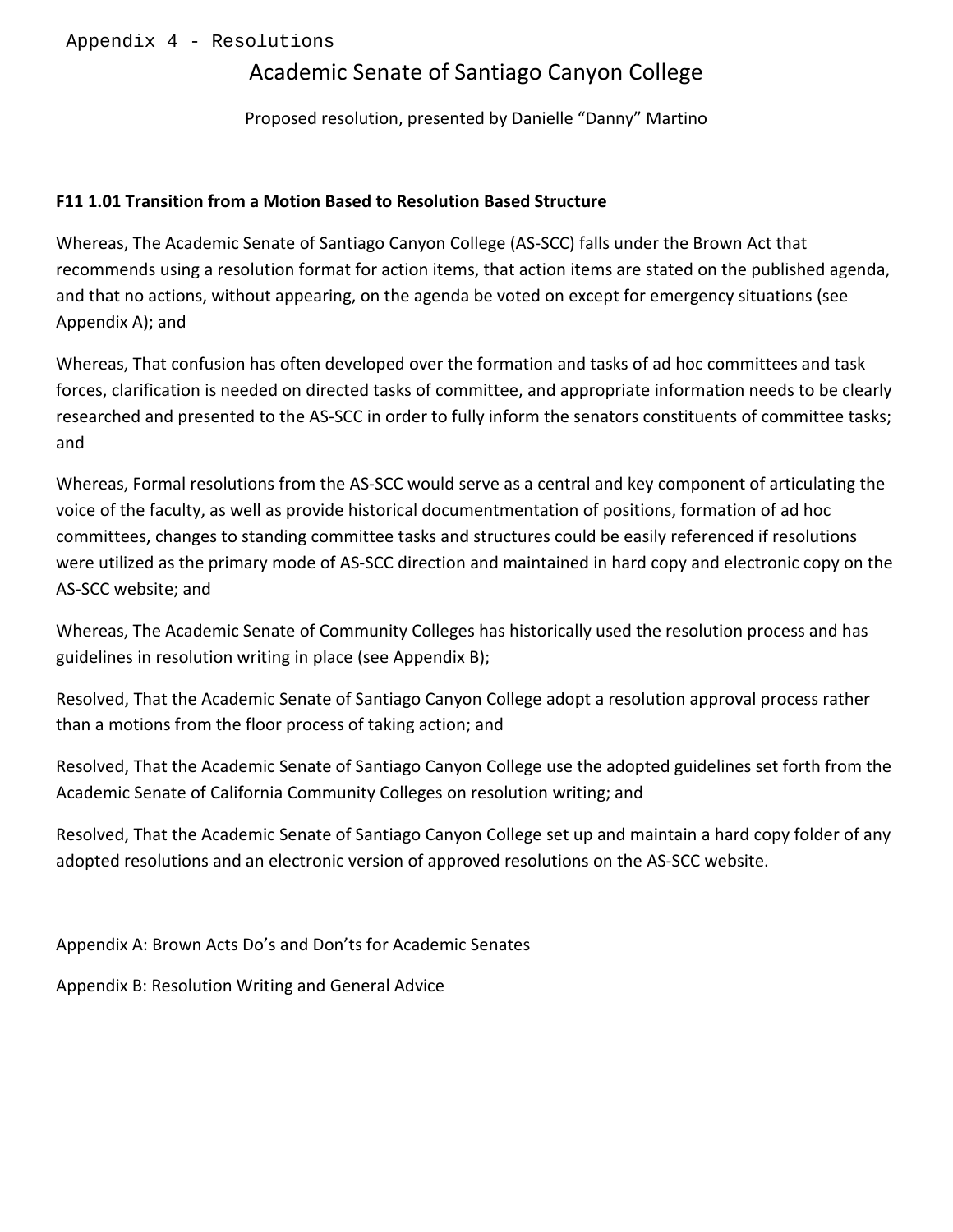Appendix 4 - Resolutions

# Academic Senate of Santiago Canyon College

Proposed resolution, presented by Danielle "Danny" Martino

**F11 1.01 Transition from a Motion Based to Resolution Based Structure**

Whereas, The Academic Senate of Santiago Canyon College (AS-SCC) falls under the Brown Act that recommends using a resolution format for action items, that action items are stated on the published agenda, and that no actions, without appearing, on the agenda be voted on except for emergency situations (see Appendix A); and

Whereas, That confusion has often developed over the formation and tasks of ad hoc committees and task forces, clarification is needed on directed tasks of committee, and appropriate information needs to be clearly researched and presented to the AS-SCC in order to fully inform the senators constituents of committee tasks; and

Whereas, Formal resolutions from the AS-SCC would serve as a central and key component of articulating the voice of the faculty, as well as provide historical documentmentation of positions, formation of ad hoc committees, changes to standing committee tasks and structures could be easily referenced if resolutions were utilized as the primary mode of AS-SCC direction and maintained in hard copy and electronic copy on the AS-SCC website; and

Whereas, The Academic Senate of Community Colleges has historically used the resolution process and has guidelines in resolution writing in place (see Appendix B);

Resolved, That the Academic Senate of Santiago Canyon College adopt a resolution approval process rather than a motions from the floor process of taking action; and

Resolved, That the Academic Senate of Santiago Canyon College use the adopted guidelines set forth from the Academic Senate of California Community Colleges on resolution writing; and

Resolved, That the Academic Senate of Santiago Canyon College set up and maintain a hard copy folder of any adopted resolutions and an electronic version of approved resolutions on the AS-SCC website.

Appendix A: Brown Acts Do's and Don'ts for Academic Senates

Appendix B: Resolution Writing and General Advice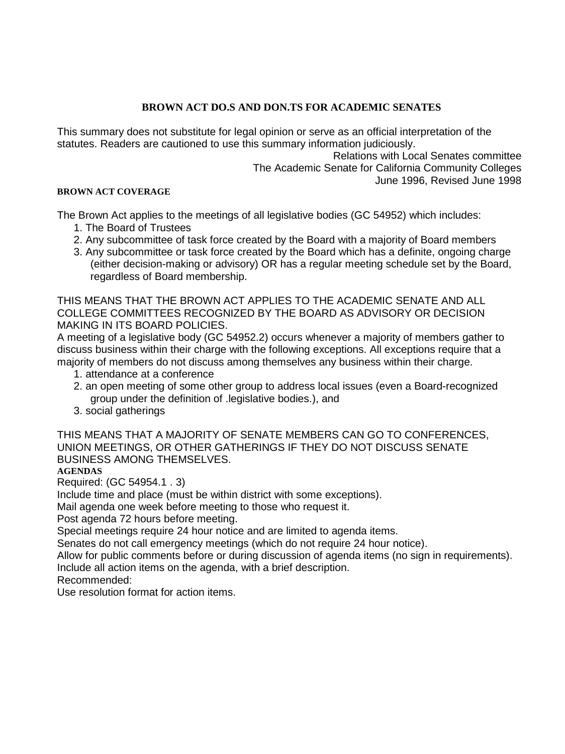## BROWN ACT DO.S AND DON.TS FOR ACADEMIC SENATES

This summary does not substitute for legal opinion or serve as an official interpretation of the statutes. Readers are cautioned to use this summary information judiciously.

Relations with Local Senates committee
The Academic Senate for California Community Colleges
June 1996, Revised June 1998

### BROWN ACT COVERAGE

The Brown Act applies to the meetings of all legislative bodies (GC 54952) which includes:

1. The Board of Trustees
2. Any subcommittee of task force created by the Board with a majority of Board members
3. Any subcommittee or task force created by the Board which has a definite, ongoing charge (either decision-making or advisory) OR has a regular meeting schedule set by the Board, regardless of Board membership.

THIS MEANS THAT THE BROWN ACT APPLIES TO THE ACADEMIC SENATE AND ALL COLLEGE COMMITTEES RECOGNIZED BY THE BOARD AS ADVISORY OR DECISION MAKING IN ITS BOARD POLICIES.

A meeting of a legislative body (GC 54952.2) occurs whenever a majority of members gather to discuss business within their charge with the following exceptions. All exceptions require that a majority of members do not discuss among themselves any business within their charge.

1. attendance at a conference
2. an open meeting of some other group to address local issues (even a Board-recognized group under the definition of .legislative bodies.), and
3. social gatherings

THIS MEANS THAT A MAJORITY OF SENATE MEMBERS CAN GO TO CONFERENCES, UNION MEETINGS, OR OTHER GATHERINGS IF THEY DO NOT DISCUSS SENATE BUSINESS AMONG THEMSELVES.

### AGENDAS

Required: (GC 54954.1 . 3)

Include time and place (must be within district with some exceptions).

Mail agenda one week before meeting to those who request it.

Post agenda 72 hours before meeting.

Special meetings require 24 hour notice and are limited to agenda items.

Senates do not call emergency meetings (which do not require 24 hour notice).

Allow for public comments before or during discussion of agenda items (no sign in requirements).

Include all action items on the agenda, with a brief description.

Recommended:

Use resolution format for action items.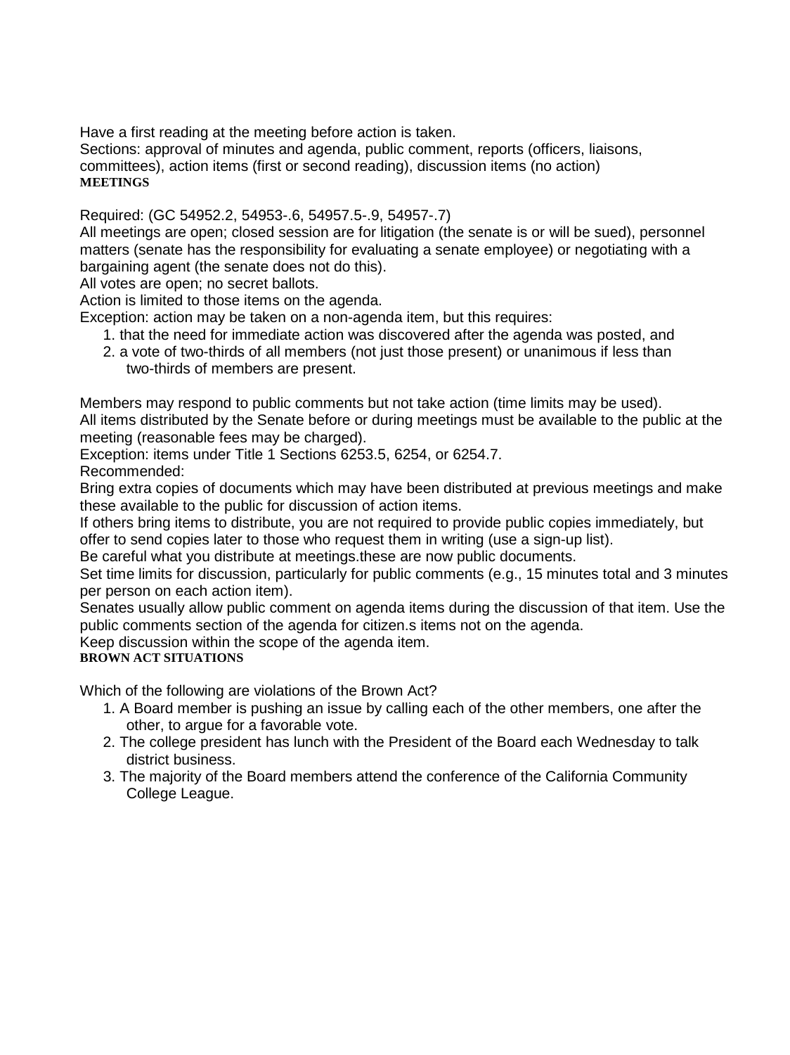Have a first reading at the meeting before action is taken.

Sections: approval of minutes and agenda, public comment, reports (officers, liaisons, committees), action items (first or second reading), discussion items (no action)

**MEETINGS**

Required: (GC 54952.2, 54953-.6, 54957.5-.9, 54957-.7)

All meetings are open; closed session are for litigation (the senate is or will be sued), personnel matters (senate has the responsibility for evaluating a senate employee) or negotiating with a bargaining agent (the senate does not do this).

All votes are open; no secret ballots.

Action is limited to those items on the agenda.

Exception: action may be taken on a non-agenda item, but this requires:

1. that the need for immediate action was discovered after the agenda was posted, and
2. a vote of two-thirds of all members (not just those present) or unanimous if less than two-thirds of members are present.

Members may respond to public comments but not take action (time limits may be used).

All items distributed by the Senate before or during meetings must be available to the public at the meeting (reasonable fees may be charged).

Exception: items under Title 1 Sections 6253.5, 6254, or 6254.7.

Recommended:

Bring extra copies of documents which may have been distributed at previous meetings and make these available to the public for discussion of action items.

If others bring items to distribute, you are not required to provide public copies immediately, but offer to send copies later to those who request them in writing (use a sign-up list).

Be careful what you distribute at meetings.these are now public documents.

Set time limits for discussion, particularly for public comments (e.g., 15 minutes total and 3 minutes per person on each action item).

Senates usually allow public comment on agenda items during the discussion of that item. Use the public comments section of the agenda for citizen.s items not on the agenda.

Keep discussion within the scope of the agenda item.

**BROWN ACT SITUATIONS**

Which of the following are violations of the Brown Act?

1. A Board member is pushing an issue by calling each of the other members, one after the other, to argue for a favorable vote.
2. The college president has lunch with the President of the Board each Wednesday to talk district business.
3. The majority of the Board members attend the conference of the California Community College League.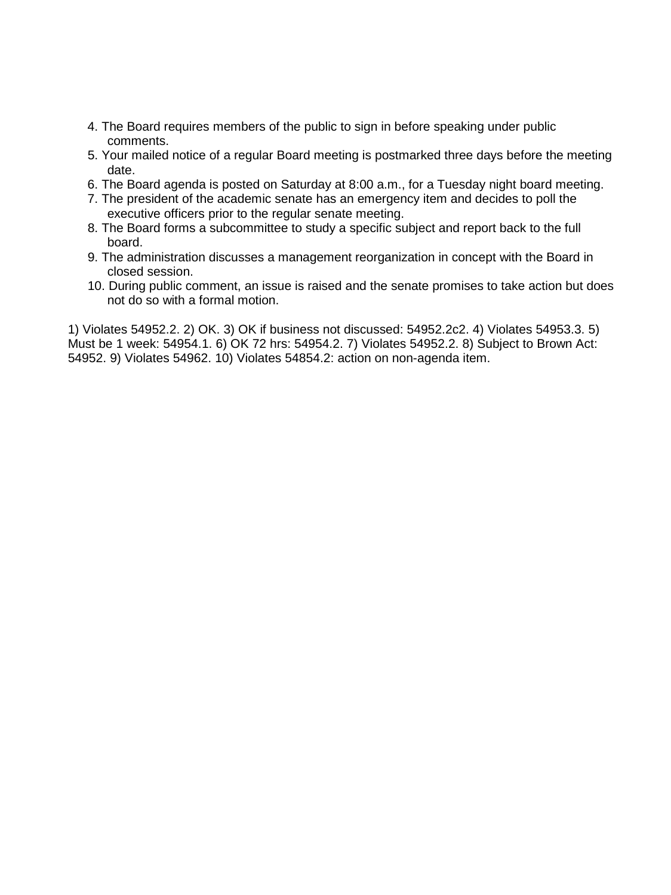4. The Board requires members of the public to sign in before speaking under public comments.
5. Your mailed notice of a regular Board meeting is postmarked three days before the meeting date.
6. The Board agenda is posted on Saturday at 8:00 a.m., for a Tuesday night board meeting.
7. The president of the academic senate has an emergency item and decides to poll the executive officers prior to the regular senate meeting.
8. The Board forms a subcommittee to study a specific subject and report back to the full board.
9. The administration discusses a management reorganization in concept with the Board in closed session.
10. During public comment, an issue is raised and the senate promises to take action but does not do so with a formal motion.

1) Violates 54952.2. 2) OK. 3) OK if business not discussed: 54952.2c2. 4) Violates 54953.3. 5) Must be 1 week: 54954.1. 6) OK 72 hrs: 54954.2. 7) Violates 54952.2. 8) Subject to Brown Act: 54952. 9) Violates 54962. 10) Violates 54854.2: action on non-agenda item.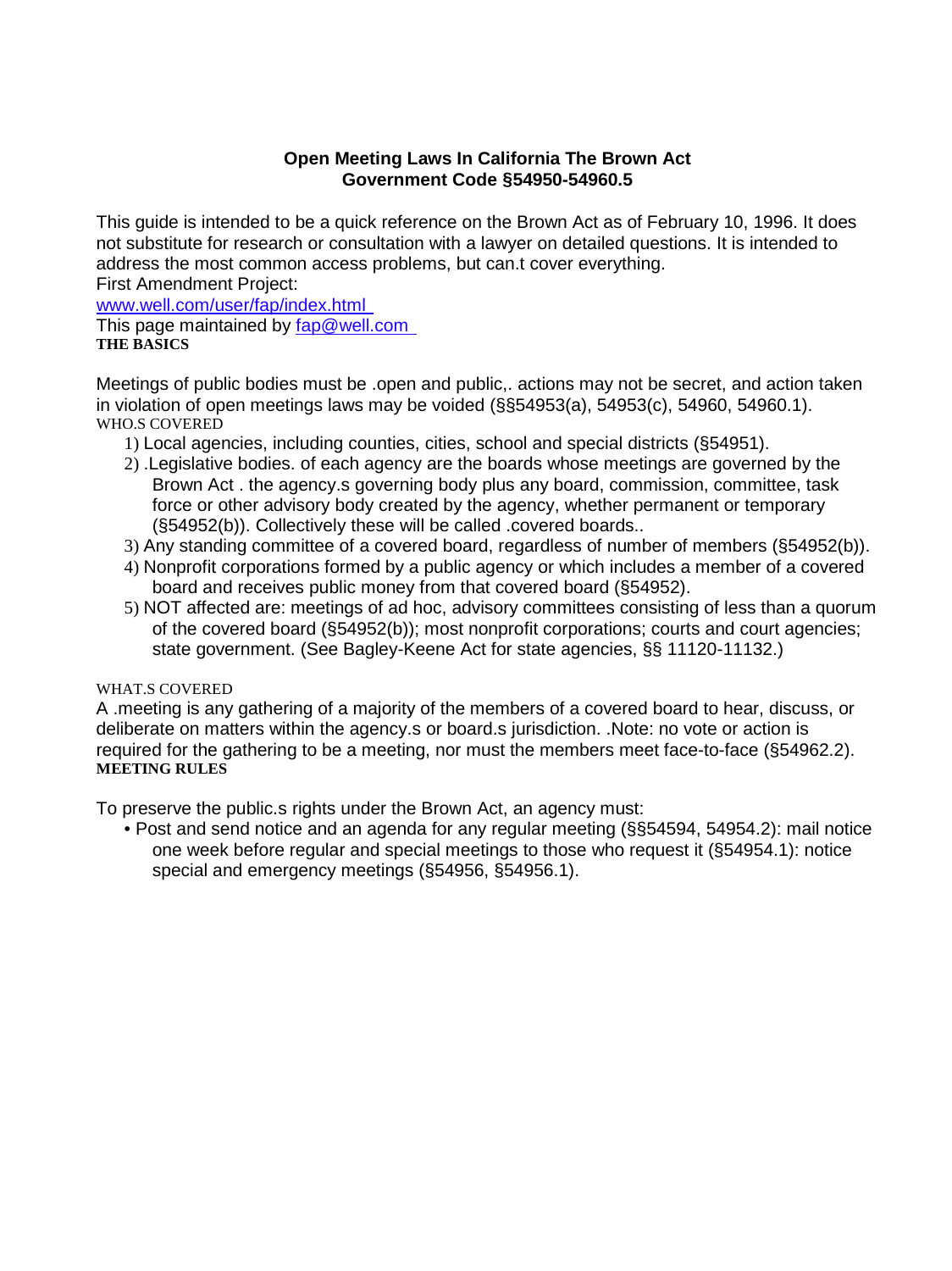**Open Meeting Laws In California The Brown Act**
**Government Code §54950-54960.5**

This guide is intended to be a quick reference on the Brown Act as of February 10, 1996. It does not substitute for research or consultation with a lawyer on detailed questions. It is intended to address the most common access problems, but can.t cover everything.
First Amendment Project:
[www.well.com/user/fap/index.html](www.well.com/user/fap/index.html)
This page maintained by [fap@well.com](mailto:fap@well.com)

**THE BASICS**

Meetings of public bodies must be .open and public,. actions may not be secret, and action taken in violation of open meetings laws may be voided (§§54953(a), 54953(c), 54960, 54960.1).

WHO.S COVERED

1) Local agencies, including counties, cities, school and special districts (§54951).
2) .Legislative bodies. of each agency are the boards whose meetings are governed by the Brown Act . the agency.s governing body plus any board, commission, committee, task force or other advisory body created by the agency, whether permanent or temporary (§54952(b)). Collectively these will be called .covered boards..
3) Any standing committee of a covered board, regardless of number of members (§54952(b)).
4) Nonprofit corporations formed by a public agency or which includes a member of a covered board and receives public money from that covered board (§54952).
5) NOT affected are: meetings of ad hoc, advisory committees consisting of less than a quorum of the covered board (§54952(b)); most nonprofit corporations; courts and court agencies; state government. (See Bagley-Keene Act for state agencies, §§ 11120-11132.)

WHAT.S COVERED

A .meeting is any gathering of a majority of the members of a covered board to hear, discuss, or deliberate on matters within the agency.s or board.s jurisdiction. .Note: no vote or action is required for the gathering to be a meeting, nor must the members meet face-to-face (§54962.2).

**MEETING RULES**

To preserve the public.s rights under the Brown Act, an agency must:

- Post and send notice and an agenda for any regular meeting (§§54594, 54954.2): mail notice one week before regular and special meetings to those who request it (§54954.1): notice special and emergency meetings (§54956, §54956.1).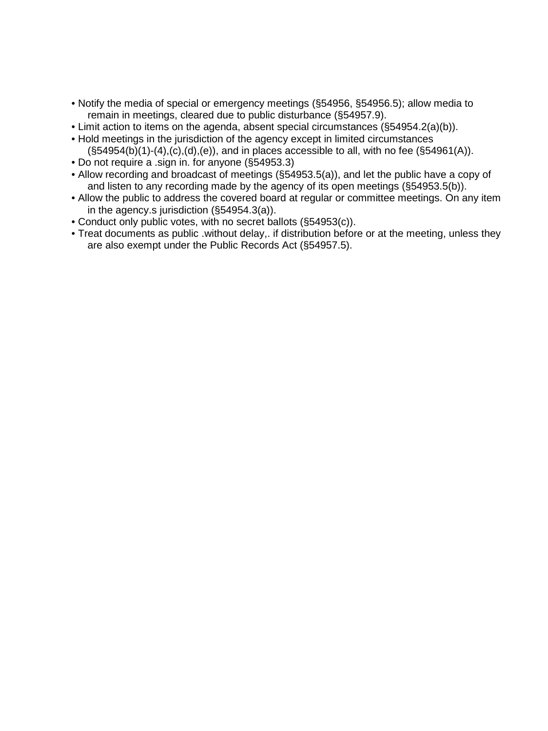- Notify the media of special or emergency meetings (§54956, §54956.5); allow media to remain in meetings, cleared due to public disturbance (§54957.9).
- Limit action to items on the agenda, absent special circumstances (§54954.2(a)(b)).
- Hold meetings in the jurisdiction of the agency except in limited circumstances (§54954(b)(1)-(4),(c),(d),(e)), and in places accessible to all, with no fee (§54961(A)).
- Do not require a .sign in. for anyone (§54953.3)
- Allow recording and broadcast of meetings (§54953.5(a)), and let the public have a copy of and listen to any recording made by the agency of its open meetings (§54953.5(b)).
- Allow the public to address the covered board at regular or committee meetings. On any item in the agency.s jurisdiction (§54954.3(a)).
- Conduct only public votes, with no secret ballots (§54953(c)).
- Treat documents as public .without delay,. if distribution before or at the meeting, unless they are also exempt under the Public Records Act (§54957.5).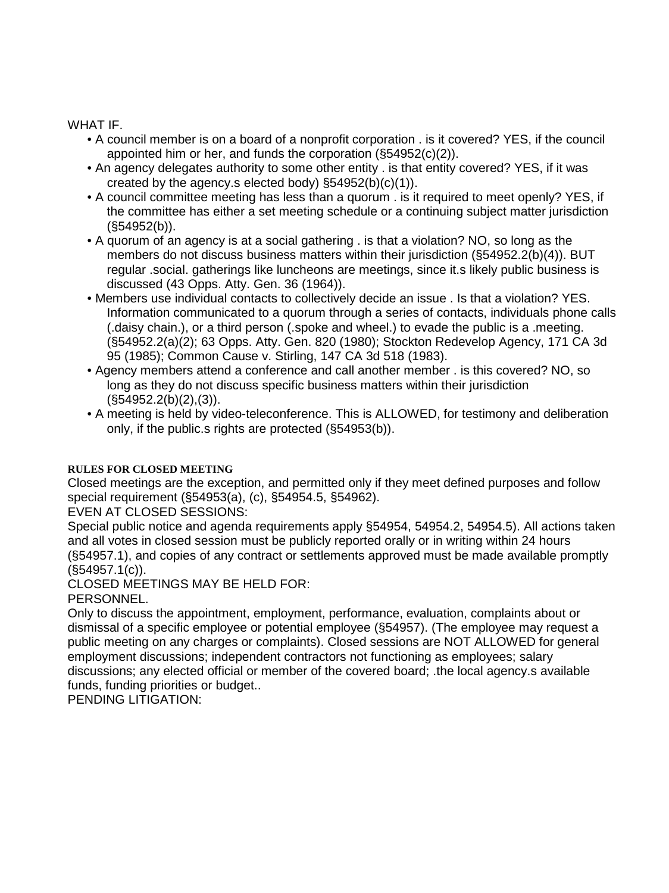WHAT IF.

- A council member is on a board of a nonprofit corporation . is it covered? YES, if the council appointed him or her, and funds the corporation (§54952(c)(2)).
- An agency delegates authority to some other entity . is that entity covered? YES, if it was created by the agency.s elected body) §54952(b)(c)(1)).
- A council committee meeting has less than a quorum . is it required to meet openly? YES, if the committee has either a set meeting schedule or a continuing subject matter jurisdiction (§54952(b)).
- A quorum of an agency is at a social gathering . is that a violation? NO, so long as the members do not discuss business matters within their jurisdiction (§54952.2(b)(4)). BUT regular .social. gatherings like luncheons are meetings, since it.s likely public business is discussed (43 Opps. Atty. Gen. 36 (1964)).
- Members use individual contacts to collectively decide an issue . Is that a violation? YES. Information communicated to a quorum through a series of contacts, individuals phone calls (.daisy chain.), or a third person (.spoke and wheel.) to evade the public is a .meeting. (§54952.2(a)(2); 63 Opps. Atty. Gen. 820 (1980); Stockton Redevelop Agency, 171 CA 3d 95 (1985); Common Cause v. Stirling, 147 CA 3d 518 (1983).
- Agency members attend a conference and call another member . is this covered? NO, so long as they do not discuss specific business matters within their jurisdiction (§54952.2(b)(2),(3)).
- A meeting is held by video-teleconference. This is ALLOWED, for testimony and deliberation only, if the public.s rights are protected (§54953(b)).

**RULES FOR CLOSED MEETING**

Closed meetings are the exception, and permitted only if they meet defined purposes and follow special requirement (§54953(a), (c), §54954.5, §54962).

EVEN AT CLOSED SESSIONS:

Special public notice and agenda requirements apply §54954, 54954.2, 54954.5). All actions taken and all votes in closed session must be publicly reported orally or in writing within 24 hours (§54957.1), and copies of any contract or settlements approved must be made available promptly (§54957.1(c)).

CLOSED MEETINGS MAY BE HELD FOR:

PERSONNEL.

Only to discuss the appointment, employment, performance, evaluation, complaints about or dismissal of a specific employee or potential employee (§54957). (The employee may request a public meeting on any charges or complaints). Closed sessions are NOT ALLOWED for general employment discussions; independent contractors not functioning as employees; salary discussions; any elected official or member of the covered board; .the local agency.s available funds, funding priorities or budget..

PENDING LITIGATION: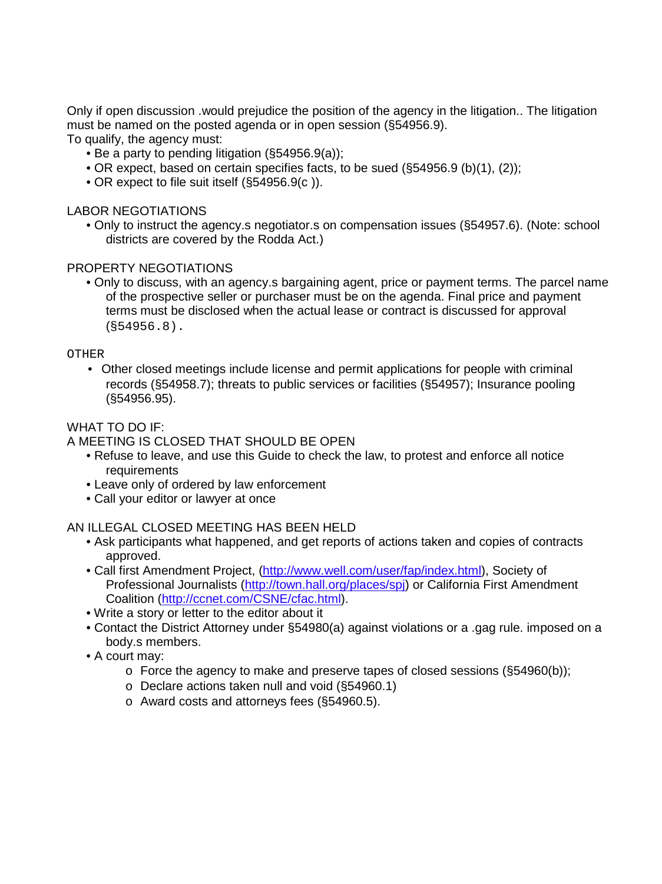Only if open discussion .would prejudice the position of the agency in the litigation.. The litigation must be named on the posted agenda or in open session (§54956.9).

To qualify, the agency must:

- Be a party to pending litigation (§54956.9(a));
- OR expect, based on certain specifies facts, to be sued (§54956.9 (b)(1), (2));
- OR expect to file suit itself (§54956.9(c )).

LABOR NEGOTIATIONS

- Only to instruct the agency.s negotiator.s on compensation issues (§54957.6). (Note: school districts are covered by the Rodda Act.)

PROPERTY NEGOTIATIONS

- Only to discuss, with an agency.s bargaining agent, price or payment terms. The parcel name of the prospective seller or purchaser must be on the agenda. Final price and payment terms must be disclosed when the actual lease or contract is discussed for approval (§54956.8).

OTHER

- Other closed meetings include license and permit applications for people with criminal records (§54958.7); threats to public services or facilities (§54957); Insurance pooling (§54956.95).

WHAT TO DO IF:

A MEETING IS CLOSED THAT SHOULD BE OPEN

- Refuse to leave, and use this Guide to check the law, to protest and enforce all notice requirements
- Leave only of ordered by law enforcement
- Call your editor or lawyer at once

AN ILLEGAL CLOSED MEETING HAS BEEN HELD

- Ask participants what happened, and get reports of actions taken and copies of contracts approved.
- Call first Amendment Project, (http://www.well.com/user/fap/index.html), Society of Professional Journalists (http://town.hall.org/places/spj) or California First Amendment Coalition (http://ccnet.com/CSNE/cfac.html).
- Write a story or letter to the editor about it
- Contact the District Attorney under §54980(a) against violations or a .gag rule. imposed on a body.s members.
- A court may:
  - Force the agency to make and preserve tapes of closed sessions (§54960(b));
  - Declare actions taken null and void (§54960.1)
  - Award costs and attorneys fees (§54960.5).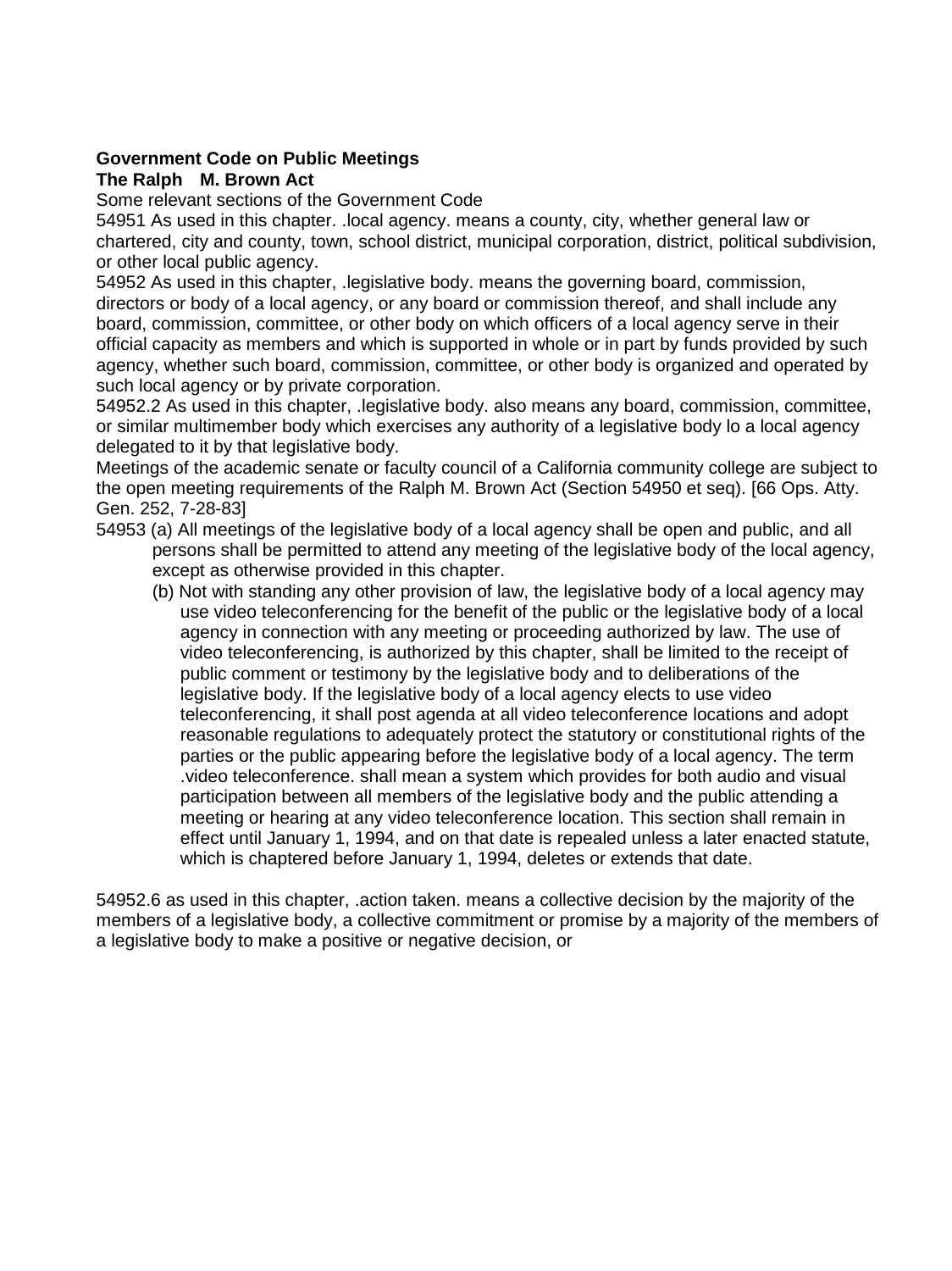**Government Code on Public Meetings**
**The Ralph M. Brown Act**

Some relevant sections of the Government Code

54951 As used in this chapter. .local agency. means a county, city, whether general law or chartered, city and county, town, school district, municipal corporation, district, political subdivision, or other local public agency.

54952 As used in this chapter, .legislative body. means the governing board, commission, directors or body of a local agency, or any board or commission thereof, and shall include any board, commission, committee, or other body on which officers of a local agency serve in their official capacity as members and which is supported in whole or in part by funds provided by such agency, whether such board, commission, committee, or other body is organized and operated by such local agency or by private corporation.

54952.2 As used in this chapter, .legislative body. also means any board, commission, committee, or similar multimember body which exercises any authority of a legislative body lo a local agency delegated to it by that legislative body.

Meetings of the academic senate or faculty council of a California community college are subject to the open meeting requirements of the Ralph M. Brown Act (Section 54950 et seq). [66 Ops. Atty. Gen. 252, 7-28-83]

54953 (a) All meetings of the legislative body of a local agency shall be open and public, and all persons shall be permitted to attend any meeting of the legislative body of the local agency, except as otherwise provided in this chapter.

(b) Not with standing any other provision of law, the legislative body of a local agency may use video teleconferencing for the benefit of the public or the legislative body of a local agency in connection with any meeting or proceeding authorized by law. The use of video teleconferencing, is authorized by this chapter, shall be limited to the receipt of public comment or testimony by the legislative body and to deliberations of the legislative body. If the legislative body of a local agency elects to use video teleconferencing, it shall post agenda at all video teleconference locations and adopt reasonable regulations to adequately protect the statutory or constitutional rights of the parties or the public appearing before the legislative body of a local agency. The term .video teleconference. shall mean a system which provides for both audio and visual participation between all members of the legislative body and the public attending a meeting or hearing at any video teleconference location. This section shall remain in effect until January 1, 1994, and on that date is repealed unless a later enacted statute, which is chaptered before January 1, 1994, deletes or extends that date.

54952.6 as used in this chapter, .action taken. means a collective decision by the majority of the members of a legislative body, a collective commitment or promise by a majority of the members of a legislative body to make a positive or negative decision, or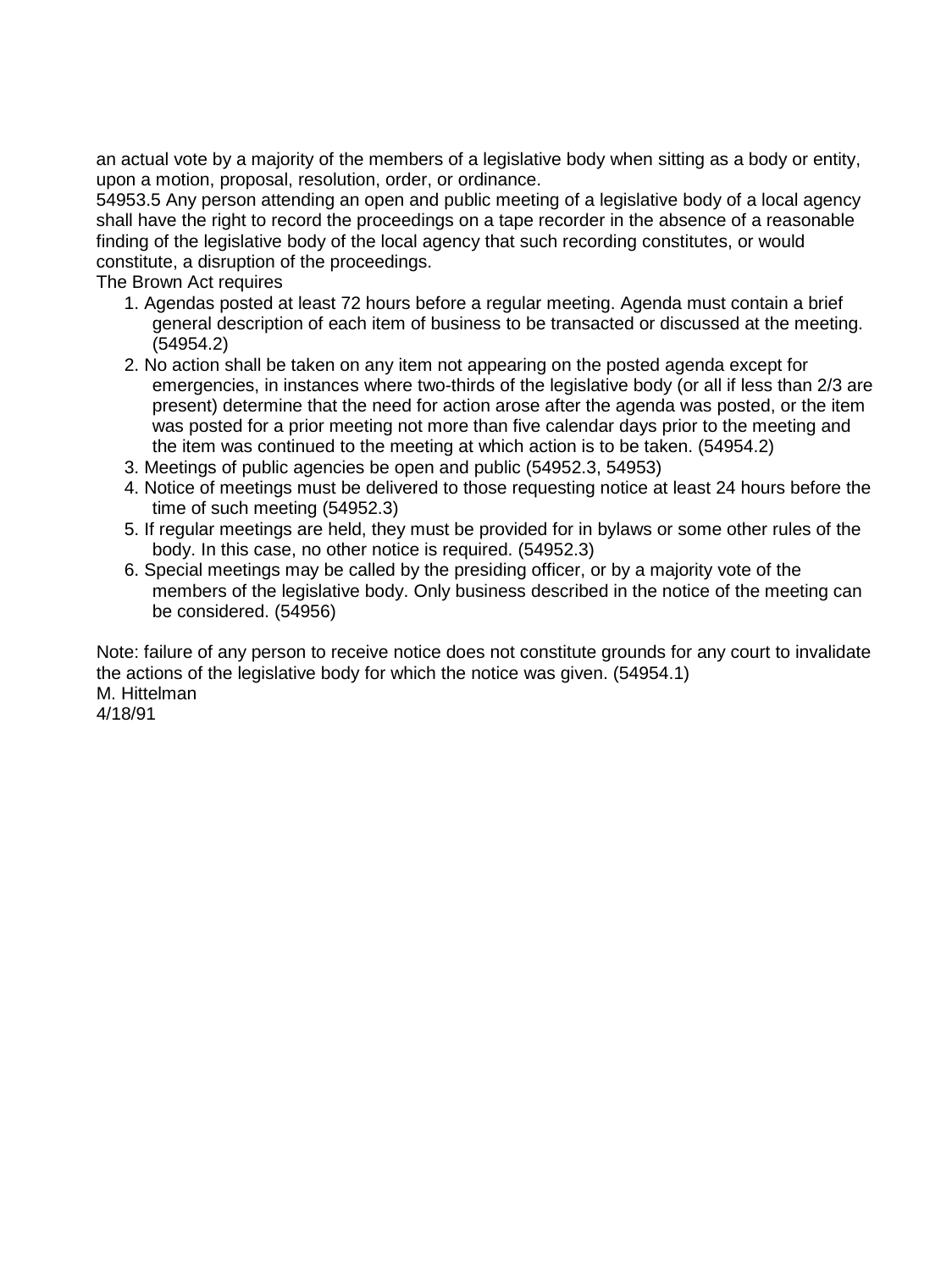an actual vote by a majority of the members of a legislative body when sitting as a body or entity, upon a motion, proposal, resolution, order, or ordinance.

54953.5 Any person attending an open and public meeting of a legislative body of a local agency shall have the right to record the proceedings on a tape recorder in the absence of a reasonable finding of the legislative body of the local agency that such recording constitutes, or would constitute, a disruption of the proceedings.

The Brown Act requires

1. Agendas posted at least 72 hours before a regular meeting. Agenda must contain a brief general description of each item of business to be transacted or discussed at the meeting. (54954.2)
2. No action shall be taken on any item not appearing on the posted agenda except for emergencies, in instances where two-thirds of the legislative body (or all if less than 2/3 are present) determine that the need for action arose after the agenda was posted, or the item was posted for a prior meeting not more than five calendar days prior to the meeting and the item was continued to the meeting at which action is to be taken. (54954.2)
3. Meetings of public agencies be open and public (54952.3, 54953)
4. Notice of meetings must be delivered to those requesting notice at least 24 hours before the time of such meeting (54952.3)
5. If regular meetings are held, they must be provided for in bylaws or some other rules of the body. In this case, no other notice is required. (54952.3)
6. Special meetings may be called by the presiding officer, or by a majority vote of the members of the legislative body. Only business described in the notice of the meeting can be considered. (54956)

Note: failure of any person to receive notice does not constitute grounds for any court to invalidate the actions of the legislative body for which the notice was given. (54954.1)

M. Hittelman

4/18/91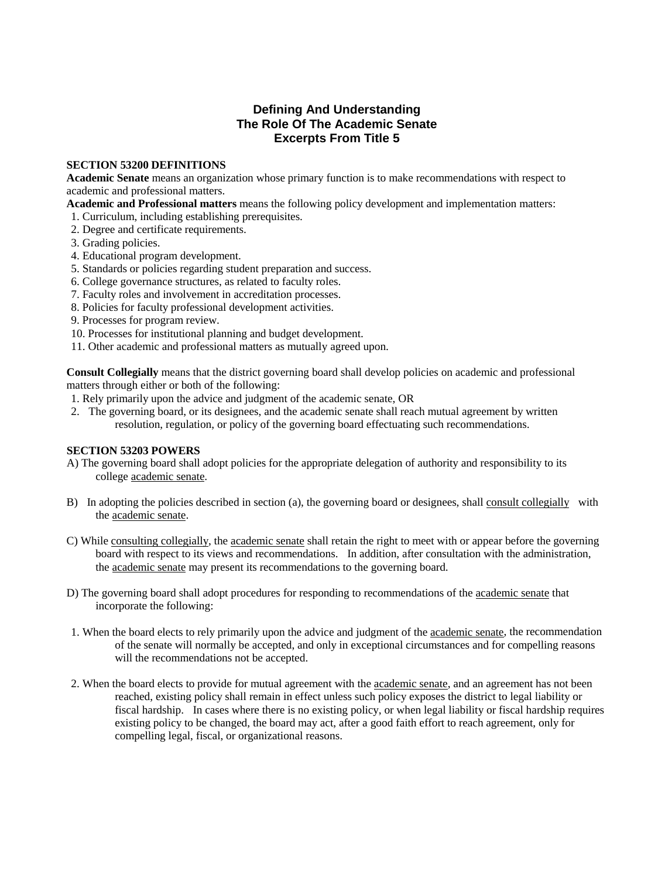# Defining And Understanding
# The Role Of The Academic Senate
# Excerpts From Title 5

**SECTION 53200 DEFINITIONS**

**Academic Senate** means an organization whose primary function is to make recommendations with respect to academic and professional matters.

**Academic and Professional matters** means the following policy development and implementation matters:

1. Curriculum, including establishing prerequisites.
2. Degree and certificate requirements.
3. Grading policies.
4. Educational program development.
5. Standards or policies regarding student preparation and success.
6. College governance structures, as related to faculty roles.
7. Faculty roles and involvement in accreditation processes.
8. Policies for faculty professional development activities.
9. Processes for program review.
10. Processes for institutional planning and budget development.
11. Other academic and professional matters as mutually agreed upon.

**Consult Collegially** means that the district governing board shall develop policies on academic and professional matters through either or both of the following:

1. Rely primarily upon the advice and judgment of the academic senate, OR
2. The governing board, or its designees, and the academic senate shall reach mutual agreement by written resolution, regulation, or policy of the governing board effectuating such recommendations.

**SECTION 53203 POWERS**

A) The governing board shall adopt policies for the appropriate delegation of authority and responsibility to its college academic senate.

B) In adopting the policies described in section (a), the governing board or designees, shall consult collegially with the academic senate.

C) While consulting collegially, the academic senate shall retain the right to meet with or appear before the governing board with respect to its views and recommendations. In addition, after consultation with the administration, the academic senate may present its recommendations to the governing board.

D) The governing board shall adopt procedures for responding to recommendations of the academic senate that incorporate the following:

1. When the board elects to rely primarily upon the advice and judgment of the academic senate, the recommendation of the senate will normally be accepted, and only in exceptional circumstances and for compelling reasons will the recommendations not be accepted.

2. When the board elects to provide for mutual agreement with the academic senate, and an agreement has not been reached, existing policy shall remain in effect unless such policy exposes the district to legal liability or fiscal hardship. In cases where there is no existing policy, or when legal liability or fiscal hardship requires existing policy to be changed, the board may act, after a good faith effort to reach agreement, only for compelling legal, fiscal, or organizational reasons.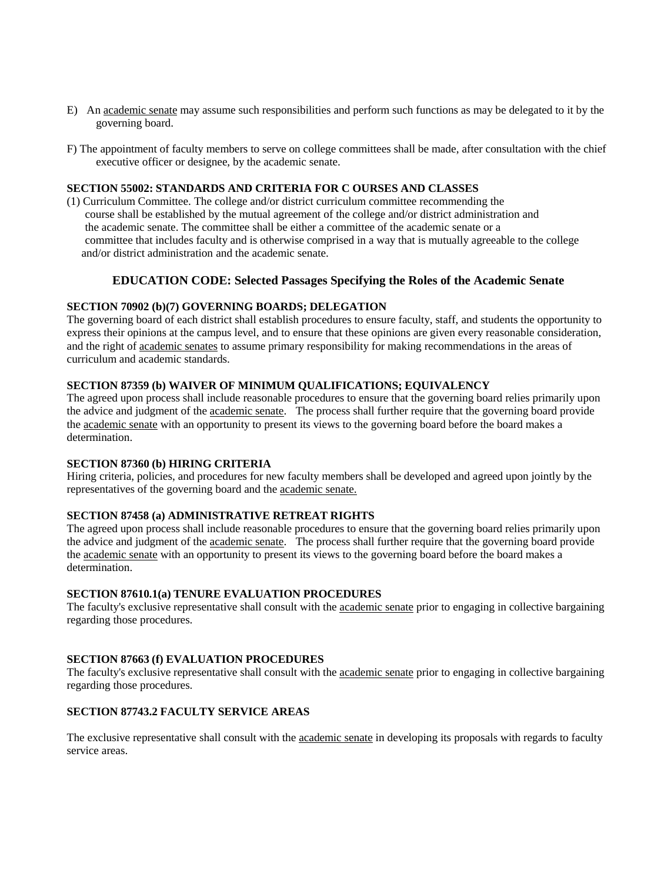E) An academic senate may assume such responsibilities and perform such functions as may be delegated to it by the governing board.

F) The appointment of faculty members to serve on college committees shall be made, after consultation with the chief executive officer or designee, by the academic senate.

**SECTION 55002: STANDARDS AND CRITERIA FOR C OURSES AND CLASSES**

(1) Curriculum Committee. The college and/or district curriculum committee recommending the course shall be established by the mutual agreement of the college and/or district administration and the academic senate. The committee shall be either a committee of the academic senate or a committee that includes faculty and is otherwise comprised in a way that is mutually agreeable to the college and/or district administration and the academic senate.

## EDUCATION CODE: Selected Passages Specifying the Roles of the Academic Senate

**SECTION 70902 (b)(7) GOVERNING BOARDS; DELEGATION**

The governing board of each district shall establish procedures to ensure faculty, staff, and students the opportunity to express their opinions at the campus level, and to ensure that these opinions are given every reasonable consideration, and the right of academic senates to assume primary responsibility for making recommendations in the areas of curriculum and academic standards.

**SECTION 87359 (b) WAIVER OF MINIMUM QUALIFICATIONS; EQUIVALENCY**

The agreed upon process shall include reasonable procedures to ensure that the governing board relies primarily upon the advice and judgment of the academic senate. The process shall further require that the governing board provide the academic senate with an opportunity to present its views to the governing board before the board makes a determination.

**SECTION 87360 (b) HIRING CRITERIA**

Hiring criteria, policies, and procedures for new faculty members shall be developed and agreed upon jointly by the representatives of the governing board and the academic senate.

**SECTION 87458 (a) ADMINISTRATIVE RETREAT RIGHTS**

The agreed upon process shall include reasonable procedures to ensure that the governing board relies primarily upon the advice and judgment of the academic senate. The process shall further require that the governing board provide the academic senate with an opportunity to present its views to the governing board before the board makes a determination.

**SECTION 87610.1(a) TENURE EVALUATION PROCEDURES**

The faculty's exclusive representative shall consult with the academic senate prior to engaging in collective bargaining regarding those procedures.

**SECTION 87663 (f) EVALUATION PROCEDURES**

The faculty's exclusive representative shall consult with the academic senate prior to engaging in collective bargaining regarding those procedures.

**SECTION 87743.2 FACULTY SERVICE AREAS**

The exclusive representative shall consult with the academic senate in developing its proposals with regards to faculty service areas.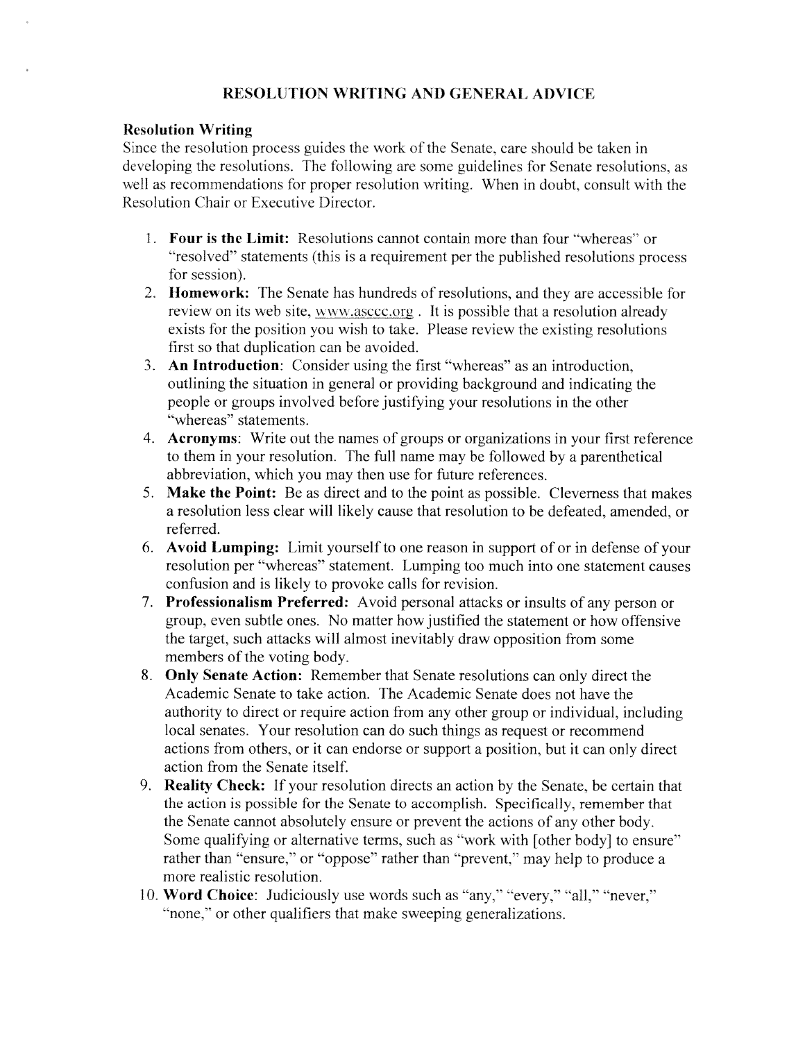# RESOLUTION WRITING AND GENERAL ADVICE

## Resolution Writing

Since the resolution process guides the work of the Senate, care should be taken in developing the resolutions. The following are some guidelines for Senate resolutions, as well as recommendations for proper resolution writing. When in doubt, consult with the Resolution Chair or Executive Director.

1. **Four is the Limit:** Resolutions cannot contain more than four "whereas" or "resolved" statements (this is a requirement per the published resolutions process for session).
2. **Homework:** The Senate has hundreds of resolutions, and they are accessible for review on its web site, www.asccc.org . It is possible that a resolution already exists for the position you wish to take. Please review the existing resolutions first so that duplication can be avoided.
3. **An Introduction**: Consider using the first "whereas" as an introduction, outlining the situation in general or providing background and indicating the people or groups involved before justifying your resolutions in the other "whereas" statements.
4. **Acronyms**: Write out the names of groups or organizations in your first reference to them in your resolution. The full name may be followed by a parenthetical abbreviation, which you may then use for future references.
5. **Make the Point:** Be as direct and to the point as possible. Cleverness that makes a resolution less clear will likely cause that resolution to be defeated, amended, or referred.
6. **Avoid Lumping:** Limit yourself to one reason in support of or in defense of your resolution per "whereas" statement. Lumping too much into one statement causes confusion and is likely to provoke calls for revision.
7. **Professionalism Preferred:** Avoid personal attacks or insults of any person or group, even subtle ones. No matter how justified the statement or how offensive the target, such attacks will almost inevitably draw opposition from some members of the voting body.
8. **Only Senate Action:** Remember that Senate resolutions can only direct the Academic Senate to take action. The Academic Senate does not have the authority to direct or require action from any other group or individual, including local senates. Your resolution can do such things as request or recommend actions from others, or it can endorse or support a position, but it can only direct action from the Senate itself.
9. **Reality Check:** If your resolution directs an action by the Senate, be certain that the action is possible for the Senate to accomplish. Specifically, remember that the Senate cannot absolutely ensure or prevent the actions of any other body. Some qualifying or alternative terms, such as "work with [other body] to ensure" rather than "ensure," or "oppose" rather than "prevent," may help to produce a more realistic resolution.
10. **Word Choice**: Judiciously use words such as "any," "every," "all," "never," "none," or other qualifiers that make sweeping generalizations.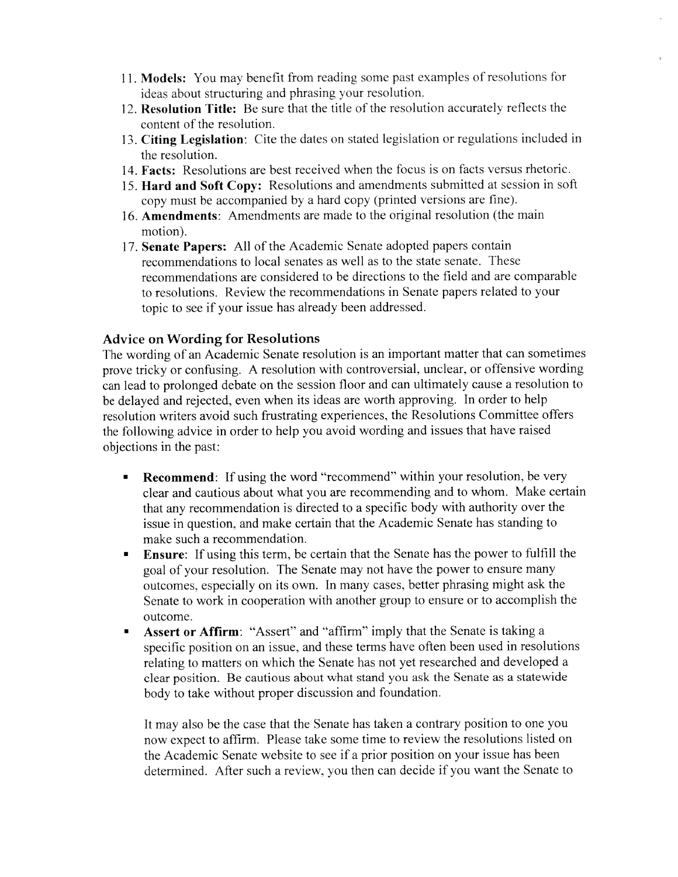11. **Models:** You may benefit from reading some past examples of resolutions for ideas about structuring and phrasing your resolution.
12. **Resolution Title:** Be sure that the title of the resolution accurately reflects the content of the resolution.
13. **Citing Legislation**: Cite the dates on stated legislation or regulations included in the resolution.
14. **Facts:** Resolutions are best received when the focus is on facts versus rhetoric.
15. **Hard and Soft Copy:** Resolutions and amendments submitted at session in soft copy must be accompanied by a hard copy (printed versions are fine).
16. **Amendments**: Amendments are made to the original resolution (the main motion).
17. **Senate Papers:** All of the Academic Senate adopted papers contain recommendations to local senates as well as to the state senate. These recommendations are considered to be directions to the field and are comparable to resolutions. Review the recommendations in Senate papers related to your topic to see if your issue has already been addressed.

### Advice on Wording for Resolutions

The wording of an Academic Senate resolution is an important matter that can sometimes prove tricky or confusing. A resolution with controversial, unclear, or offensive wording can lead to prolonged debate on the session floor and can ultimately cause a resolution to be delayed and rejected, even when its ideas are worth approving. In order to help resolution writers avoid such frustrating experiences, the Resolutions Committee offers the following advice in order to help you avoid wording and issues that have raised objections in the past:

- **Recommend**: If using the word "recommend" within your resolution, be very clear and cautious about what you are recommending and to whom. Make certain that any recommendation is directed to a specific body with authority over the issue in question, and make certain that the Academic Senate has standing to make such a recommendation.
- **Ensure**: If using this term, be certain that the Senate has the power to fulfill the goal of your resolution. The Senate may not have the power to ensure many outcomes, especially on its own. In many cases, better phrasing might ask the Senate to work in cooperation with another group to ensure or to accomplish the outcome.
- **Assert or Affirm**: "Assert" and "affirm" imply that the Senate is taking a specific position on an issue, and these terms have often been used in resolutions relating to matters on which the Senate has not yet researched and developed a clear position. Be cautious about what stand you ask the Senate as a statewide body to take without proper discussion and foundation.

  It may also be the case that the Senate has taken a contrary position to one you now expect to affirm. Please take some time to review the resolutions listed on the Academic Senate website to see if a prior position on your issue has been determined. After such a review, you then can decide if you want the Senate to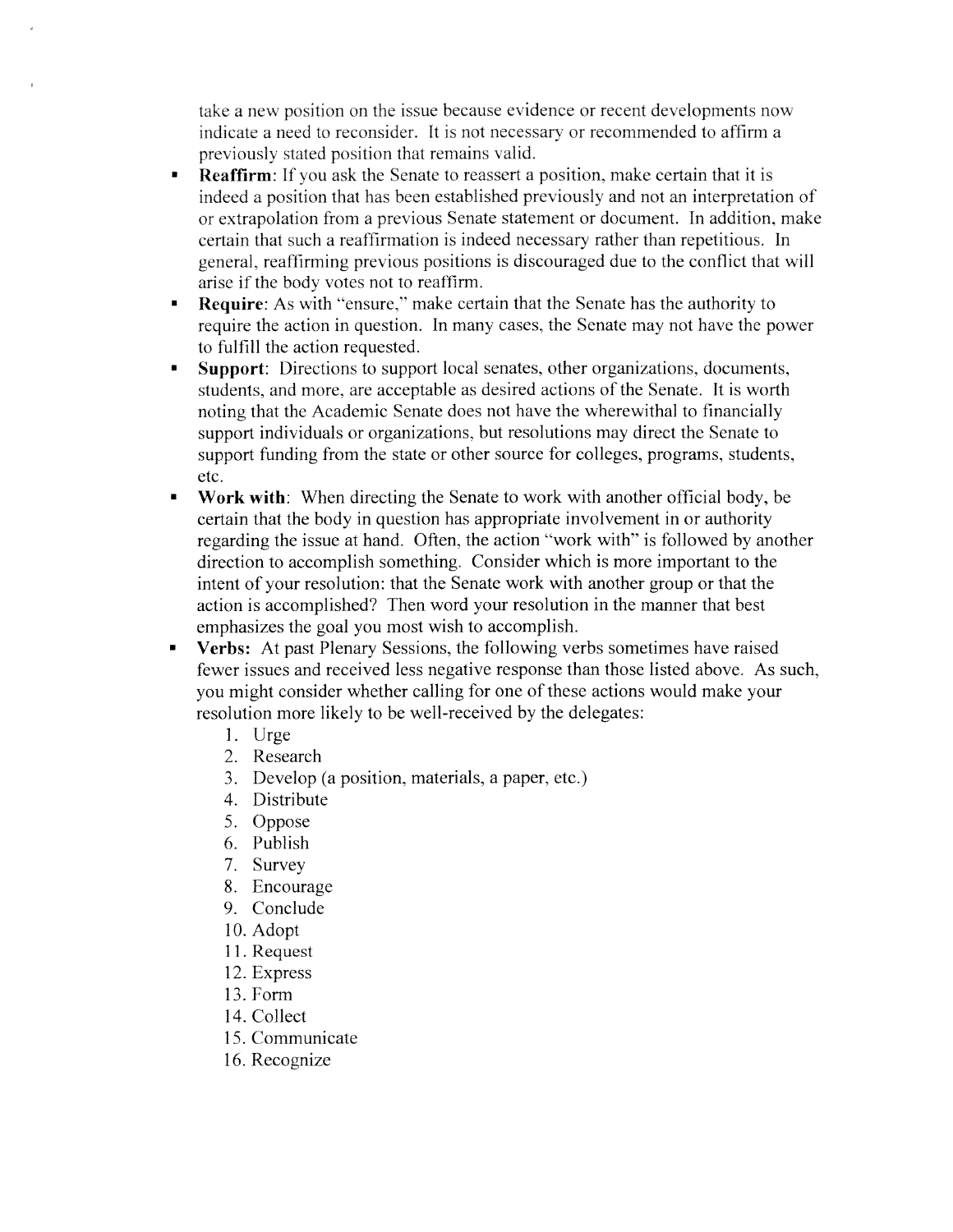take a new position on the issue because evidence or recent developments now indicate a need to reconsider. It is not necessary or recommended to affirm a previously stated position that remains valid.

- **Reaffirm**: If you ask the Senate to reassert a position, make certain that it is indeed a position that has been established previously and not an interpretation of or extrapolation from a previous Senate statement or document. In addition, make certain that such a reaffirmation is indeed necessary rather than repetitious. In general, reaffirming previous positions is discouraged due to the conflict that will arise if the body votes not to reaffirm.
- **Require**: As with "ensure," make certain that the Senate has the authority to require the action in question. In many cases, the Senate may not have the power to fulfill the action requested.
- **Support**: Directions to support local senates, other organizations, documents, students, and more, are acceptable as desired actions of the Senate. It is worth noting that the Academic Senate does not have the wherewithal to financially support individuals or organizations, but resolutions may direct the Senate to support funding from the state or other source for colleges, programs, students, etc.
- **Work with**: When directing the Senate to work with another official body, be certain that the body in question has appropriate involvement in or authority regarding the issue at hand. Often, the action "work with" is followed by another direction to accomplish something. Consider which is more important to the intent of your resolution: that the Senate work with another group or that the action is accomplished? Then word your resolution in the manner that best emphasizes the goal you most wish to accomplish.
- **Verbs:** At past Plenary Sessions, the following verbs sometimes have raised fewer issues and received less negative response than those listed above. As such, you might consider whether calling for one of these actions would make your resolution more likely to be well-received by the delegates:
  1. Urge
  2. Research
  3. Develop (a position, materials, a paper, etc.)
  4. Distribute
  5. Oppose
  6. Publish
  7. Survey
  8. Encourage
  9. Conclude
  10. Adopt
  11. Request
  12. Express
  13. Form
  14. Collect
  15. Communicate
  16. Recognize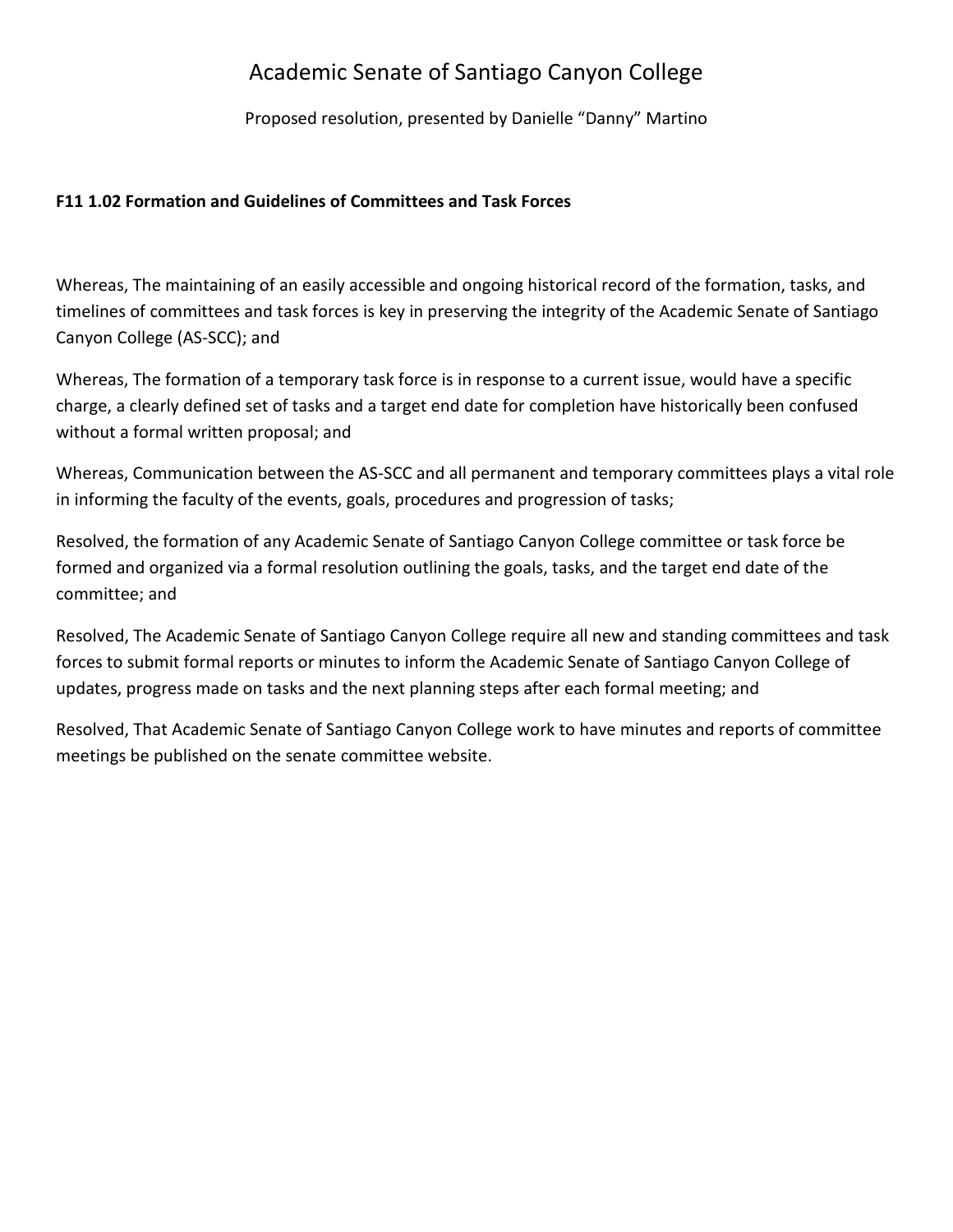# Academic Senate of Santiago Canyon College

Proposed resolution, presented by Danielle "Danny" Martino

**F11 1.02 Formation and Guidelines of Committees and Task Forces**

Whereas, The maintaining of an easily accessible and ongoing historical record of the formation, tasks, and timelines of committees and task forces is key in preserving the integrity of the Academic Senate of Santiago Canyon College (AS-SCC); and

Whereas, The formation of a temporary task force is in response to a current issue, would have a specific charge, a clearly defined set of tasks and a target end date for completion have historically been confused without a formal written proposal; and

Whereas, Communication between the AS-SCC and all permanent and temporary committees plays a vital role in informing the faculty of the events, goals, procedures and progression of tasks;

Resolved, the formation of any Academic Senate of Santiago Canyon College committee or task force be formed and organized via a formal resolution outlining the goals, tasks, and the target end date of the committee; and

Resolved, The Academic Senate of Santiago Canyon College require all new and standing committees and task forces to submit formal reports or minutes to inform the Academic Senate of Santiago Canyon College of updates, progress made on tasks and the next planning steps after each formal meeting; and

Resolved, That Academic Senate of Santiago Canyon College work to have minutes and reports of committee meetings be published on the senate committee website.